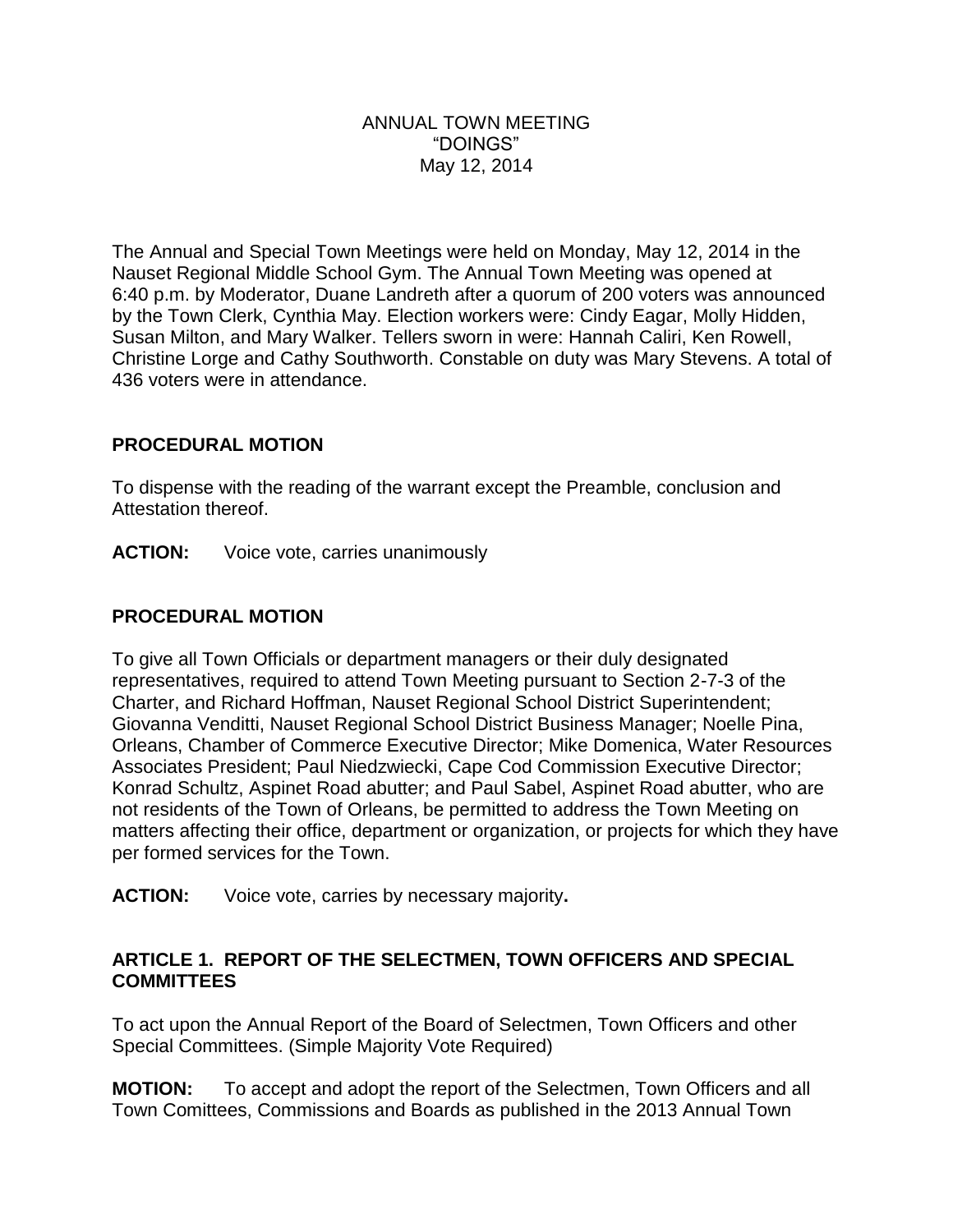ANNUAL TOWN MEETING
"DOINGS"
May 12, 2014

The Annual and Special Town Meetings were held on Monday, May 12, 2014 in the Nauset Regional Middle School Gym. The Annual Town Meeting was opened at 6:40 p.m. by Moderator, Duane Landreth after a quorum of 200 voters was announced by the Town Clerk, Cynthia May. Election workers were: Cindy Eagar, Molly Hidden, Susan Milton, and Mary Walker. Tellers sworn in were: Hannah Caliri, Ken Rowell, Christine Lorge and Cathy Southworth. Constable on duty was Mary Stevens. A total of 436 voters were in attendance.

## PROCEDURAL MOTION

To dispense with the reading of the warrant except the Preamble, conclusion and Attestation thereof.

**ACTION:** Voice vote, carries unanimously

## PROCEDURAL MOTION

To give all Town Officials or department managers or their duly designated representatives, required to attend Town Meeting pursuant to Section 2-7-3 of the Charter, and Richard Hoffman, Nauset Regional School District Superintendent; Giovanna Venditti, Nauset Regional School District Business Manager; Noelle Pina, Orleans, Chamber of Commerce Executive Director; Mike Domenica, Water Resources Associates President; Paul Niedzwiecki, Cape Cod Commission Executive Director; Konrad Schultz, Aspinet Road abutter; and Paul Sabel, Aspinet Road abutter, who are not residents of the Town of Orleans, be permitted to address the Town Meeting on matters affecting their office, department or organization, or projects for which they have per formed services for the Town.

**ACTION:** Voice vote, carries by necessary majority**.**

## ARTICLE 1. REPORT OF THE SELECTMEN, TOWN OFFICERS AND SPECIAL COMMITTEES

To act upon the Annual Report of the Board of Selectmen, Town Officers and other Special Committees. (Simple Majority Vote Required)

**MOTION:** To accept and adopt the report of the Selectmen, Town Officers and all Town Comittees, Commissions and Boards as published in the 2013 Annual Town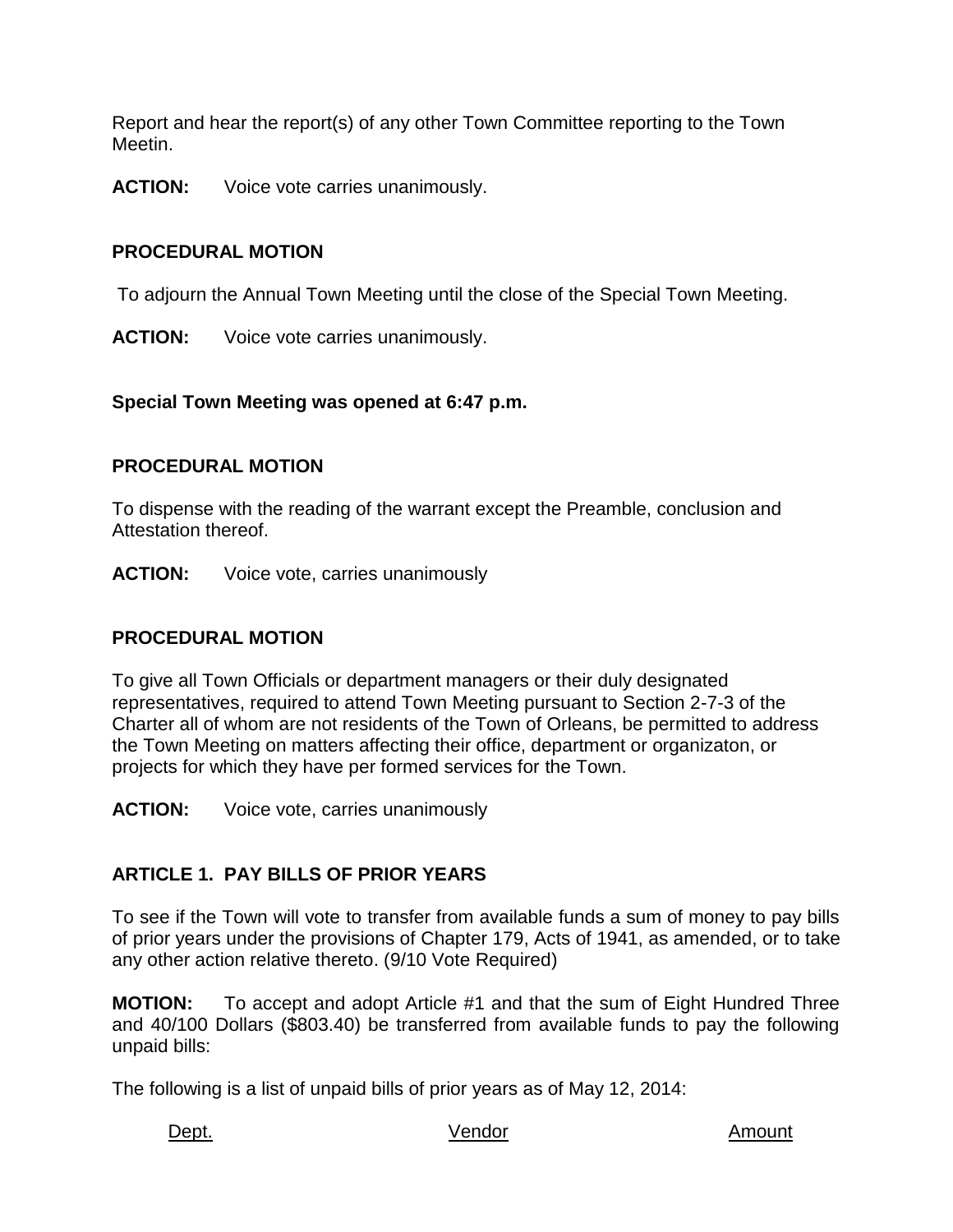Report and hear the report(s) of any other Town Committee reporting to the Town Meetin.

**ACTION:** Voice vote carries unanimously.

**PROCEDURAL MOTION**

To adjourn the Annual Town Meeting until the close of the Special Town Meeting.

**ACTION:** Voice vote carries unanimously.

**Special Town Meeting was opened at 6:47 p.m.**

**PROCEDURAL MOTION**

To dispense with the reading of the warrant except the Preamble, conclusion and Attestation thereof.

**ACTION:** Voice vote, carries unanimously

**PROCEDURAL MOTION**

To give all Town Officials or department managers or their duly designated representatives, required to attend Town Meeting pursuant to Section 2-7-3 of the Charter all of whom are not residents of the Town of Orleans, be permitted to address the Town Meeting on matters affecting their office, department or organizaton, or projects for which they have per formed services for the Town.

**ACTION:** Voice vote, carries unanimously

**ARTICLE 1. PAY BILLS OF PRIOR YEARS**

To see if the Town will vote to transfer from available funds a sum of money to pay bills of prior years under the provisions of Chapter 179, Acts of 1941, as amended, or to take any other action relative thereto. (9/10 Vote Required)

**MOTION:** To accept and adopt Article #1 and that the sum of Eight Hundred Three and 40/100 Dollars ($803.40) be transferred from available funds to pay the following unpaid bills:

The following is a list of unpaid bills of prior years as of May 12, 2014:

| Dept. | Vendor | Amount |
|---|---|---|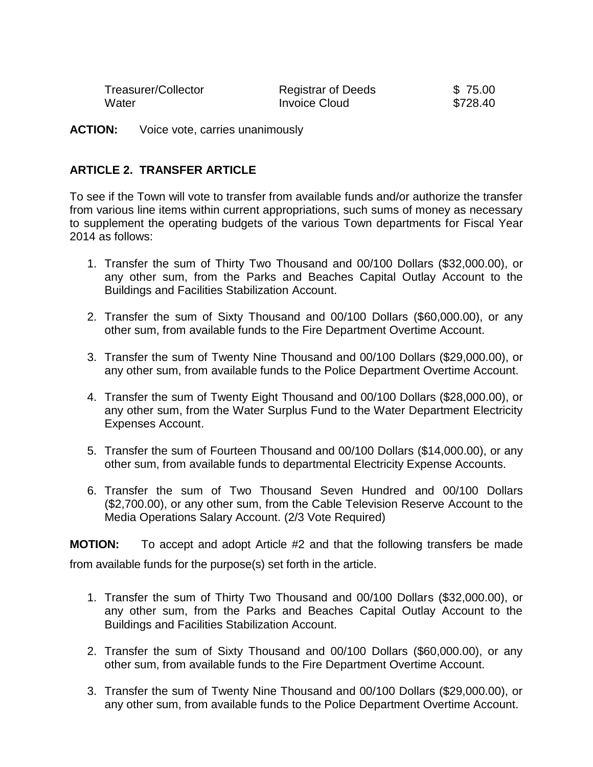| | | |
|---|---|---|
| Treasurer/Collector | Registrar of Deeds | $ 75.00 |
| Water | Invoice Cloud | $728.40 |

**ACTION:** Voice vote, carries unanimously

**ARTICLE 2. TRANSFER ARTICLE**

To see if the Town will vote to transfer from available funds and/or authorize the transfer from various line items within current appropriations, such sums of money as necessary to supplement the operating budgets of the various Town departments for Fiscal Year 2014 as follows:

1. Transfer the sum of Thirty Two Thousand and 00/100 Dollars ($32,000.00), or any other sum, from the Parks and Beaches Capital Outlay Account to the Buildings and Facilities Stabilization Account.

2. Transfer the sum of Sixty Thousand and 00/100 Dollars ($60,000.00), or any other sum, from available funds to the Fire Department Overtime Account.

3. Transfer the sum of Twenty Nine Thousand and 00/100 Dollars ($29,000.00), or any other sum, from available funds to the Police Department Overtime Account.

4. Transfer the sum of Twenty Eight Thousand and 00/100 Dollars ($28,000.00), or any other sum, from the Water Surplus Fund to the Water Department Electricity Expenses Account.

5. Transfer the sum of Fourteen Thousand and 00/100 Dollars ($14,000.00), or any other sum, from available funds to departmental Electricity Expense Accounts.

6. Transfer the sum of Two Thousand Seven Hundred and 00/100 Dollars ($2,700.00), or any other sum, from the Cable Television Reserve Account to the Media Operations Salary Account. (2/3 Vote Required)

**MOTION:** To accept and adopt Article #2 and that the following transfers be made from available funds for the purpose(s) set forth in the article.

1. Transfer the sum of Thirty Two Thousand and 00/100 Dollars ($32,000.00), or any other sum, from the Parks and Beaches Capital Outlay Account to the Buildings and Facilities Stabilization Account.

2. Transfer the sum of Sixty Thousand and 00/100 Dollars ($60,000.00), or any other sum, from available funds to the Fire Department Overtime Account.

3. Transfer the sum of Twenty Nine Thousand and 00/100 Dollars ($29,000.00), or any other sum, from available funds to the Police Department Overtime Account.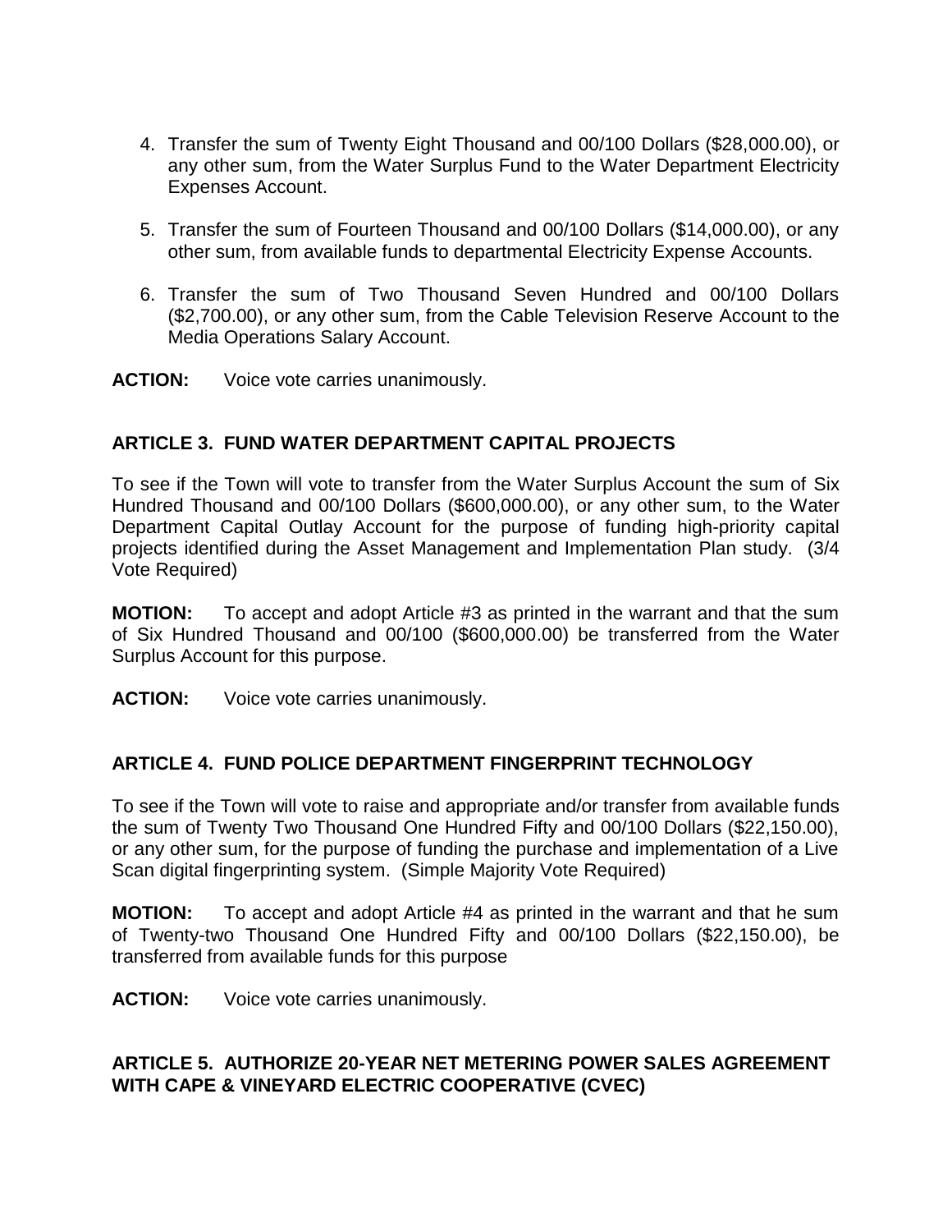4. Transfer the sum of Twenty Eight Thousand and 00/100 Dollars ($28,000.00), or any other sum, from the Water Surplus Fund to the Water Department Electricity Expenses Account.

5. Transfer the sum of Fourteen Thousand and 00/100 Dollars ($14,000.00), or any other sum, from available funds to departmental Electricity Expense Accounts.

6. Transfer the sum of Two Thousand Seven Hundred and 00/100 Dollars ($2,700.00), or any other sum, from the Cable Television Reserve Account to the Media Operations Salary Account.

**ACTION:** Voice vote carries unanimously.

### ARTICLE 3. FUND WATER DEPARTMENT CAPITAL PROJECTS

To see if the Town will vote to transfer from the Water Surplus Account the sum of Six Hundred Thousand and 00/100 Dollars ($600,000.00), or any other sum, to the Water Department Capital Outlay Account for the purpose of funding high-priority capital projects identified during the Asset Management and Implementation Plan study. (3/4 Vote Required)

**MOTION:** To accept and adopt Article #3 as printed in the warrant and that the sum of Six Hundred Thousand and 00/100 ($600,000.00) be transferred from the Water Surplus Account for this purpose.

**ACTION:** Voice vote carries unanimously.

### ARTICLE 4. FUND POLICE DEPARTMENT FINGERPRINT TECHNOLOGY

To see if the Town will vote to raise and appropriate and/or transfer from available funds the sum of Twenty Two Thousand One Hundred Fifty and 00/100 Dollars ($22,150.00), or any other sum, for the purpose of funding the purchase and implementation of a Live Scan digital fingerprinting system. (Simple Majority Vote Required)

**MOTION:** To accept and adopt Article #4 as printed in the warrant and that he sum of Twenty-two Thousand One Hundred Fifty and 00/100 Dollars ($22,150.00), be transferred from available funds for this purpose

**ACTION:** Voice vote carries unanimously.

### ARTICLE 5. AUTHORIZE 20-YEAR NET METERING POWER SALES AGREEMENT WITH CAPE & VINEYARD ELECTRIC COOPERATIVE (CVEC)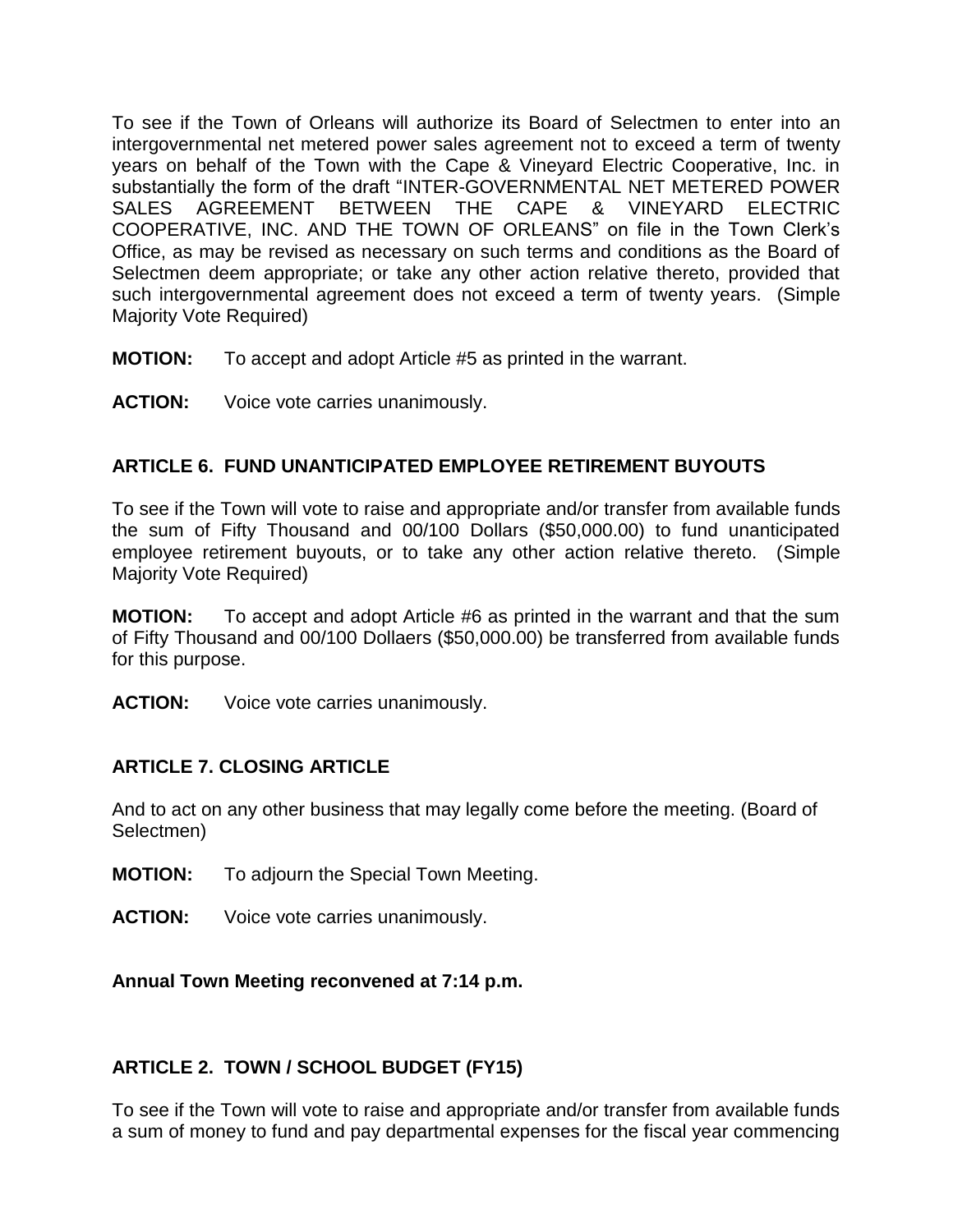To see if the Town of Orleans will authorize its Board of Selectmen to enter into an intergovernmental net metered power sales agreement not to exceed a term of twenty years on behalf of the Town with the Cape & Vineyard Electric Cooperative, Inc. in substantially the form of the draft "INTER-GOVERNMENTAL NET METERED POWER SALES AGREEMENT BETWEEN THE CAPE & VINEYARD ELECTRIC COOPERATIVE, INC. AND THE TOWN OF ORLEANS" on file in the Town Clerk's Office, as may be revised as necessary on such terms and conditions as the Board of Selectmen deem appropriate; or take any other action relative thereto, provided that such intergovernmental agreement does not exceed a term of twenty years. (Simple Majority Vote Required)

**MOTION:** To accept and adopt Article #5 as printed in the warrant.

**ACTION:** Voice vote carries unanimously.

**ARTICLE 6. FUND UNANTICIPATED EMPLOYEE RETIREMENT BUYOUTS**

To see if the Town will vote to raise and appropriate and/or transfer from available funds the sum of Fifty Thousand and 00/100 Dollars ($50,000.00) to fund unanticipated employee retirement buyouts, or to take any other action relative thereto. (Simple Majority Vote Required)

**MOTION:** To accept and adopt Article #6 as printed in the warrant and that the sum of Fifty Thousand and 00/100 Dollaers ($50,000.00) be transferred from available funds for this purpose.

**ACTION:** Voice vote carries unanimously.

**ARTICLE 7. CLOSING ARTICLE**

And to act on any other business that may legally come before the meeting. (Board of Selectmen)

**MOTION:** To adjourn the Special Town Meeting.

**ACTION:** Voice vote carries unanimously.

**Annual Town Meeting reconvened at 7:14 p.m.**

**ARTICLE 2. TOWN / SCHOOL BUDGET (FY15)**

To see if the Town will vote to raise and appropriate and/or transfer from available funds a sum of money to fund and pay departmental expenses for the fiscal year commencing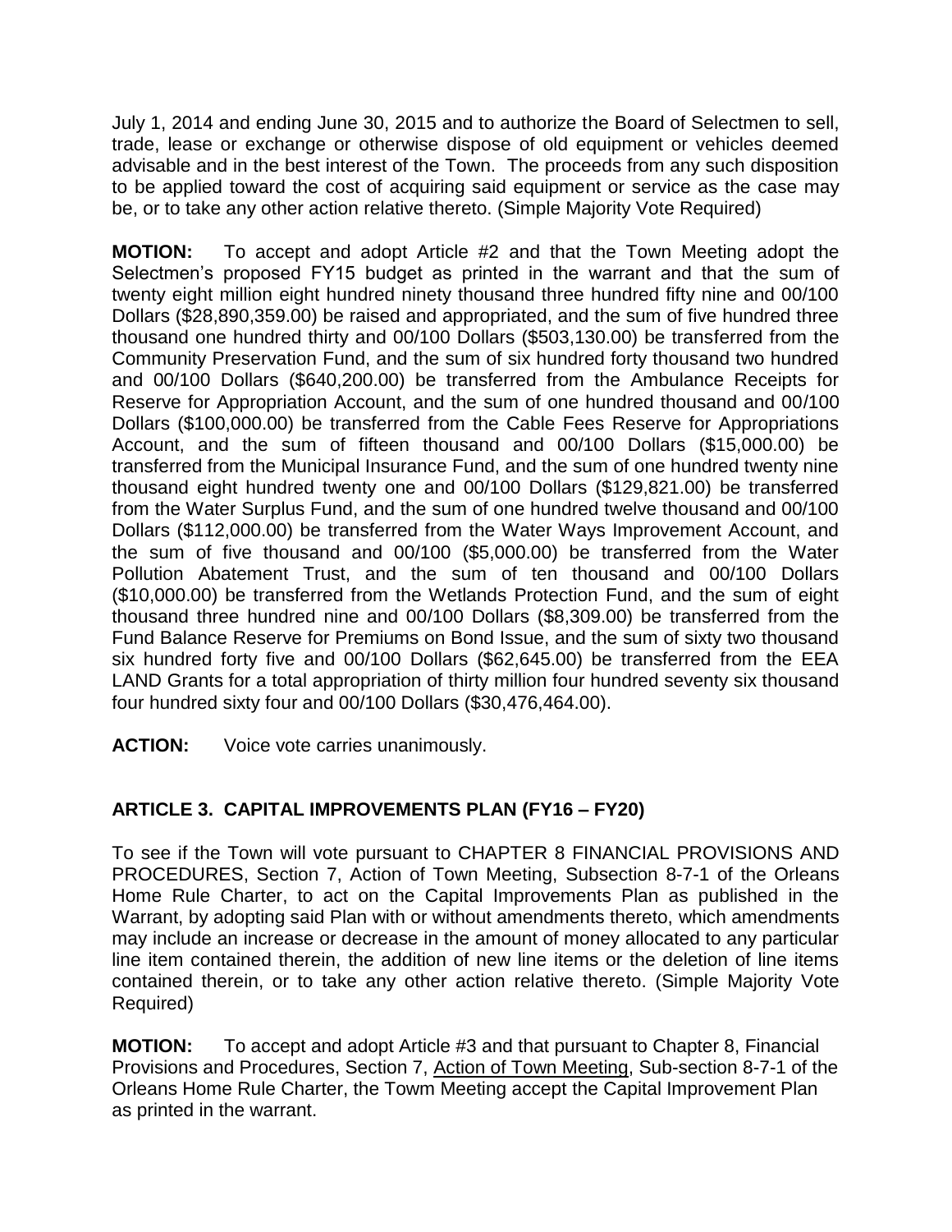July 1, 2014 and ending June 30, 2015 and to authorize the Board of Selectmen to sell, trade, lease or exchange or otherwise dispose of old equipment or vehicles deemed advisable and in the best interest of the Town. The proceeds from any such disposition to be applied toward the cost of acquiring said equipment or service as the case may be, or to take any other action relative thereto. (Simple Majority Vote Required)

**MOTION:** To accept and adopt Article #2 and that the Town Meeting adopt the Selectmen's proposed FY15 budget as printed in the warrant and that the sum of twenty eight million eight hundred ninety thousand three hundred fifty nine and 00/100 Dollars ($28,890,359.00) be raised and appropriated, and the sum of five hundred three thousand one hundred thirty and 00/100 Dollars ($503,130.00) be transferred from the Community Preservation Fund, and the sum of six hundred forty thousand two hundred and 00/100 Dollars ($640,200.00) be transferred from the Ambulance Receipts for Reserve for Appropriation Account, and the sum of one hundred thousand and 00/100 Dollars ($100,000.00) be transferred from the Cable Fees Reserve for Appropriations Account, and the sum of fifteen thousand and 00/100 Dollars ($15,000.00) be transferred from the Municipal Insurance Fund, and the sum of one hundred twenty nine thousand eight hundred twenty one and 00/100 Dollars ($129,821.00) be transferred from the Water Surplus Fund, and the sum of one hundred twelve thousand and 00/100 Dollars ($112,000.00) be transferred from the Water Ways Improvement Account, and the sum of five thousand and 00/100 ($5,000.00) be transferred from the Water Pollution Abatement Trust, and the sum of ten thousand and 00/100 Dollars ($10,000.00) be transferred from the Wetlands Protection Fund, and the sum of eight thousand three hundred nine and 00/100 Dollars ($8,309.00) be transferred from the Fund Balance Reserve for Premiums on Bond Issue, and the sum of sixty two thousand six hundred forty five and 00/100 Dollars ($62,645.00) be transferred from the EEA LAND Grants for a total appropriation of thirty million four hundred seventy six thousand four hundred sixty four and 00/100 Dollars ($30,476,464.00).

**ACTION:** Voice vote carries unanimously.

## ARTICLE 3. CAPITAL IMPROVEMENTS PLAN (FY16 – FY20)

To see if the Town will vote pursuant to CHAPTER 8 FINANCIAL PROVISIONS AND PROCEDURES, Section 7, Action of Town Meeting, Subsection 8-7-1 of the Orleans Home Rule Charter, to act on the Capital Improvements Plan as published in the Warrant, by adopting said Plan with or without amendments thereto, which amendments may include an increase or decrease in the amount of money allocated to any particular line item contained therein, the addition of new line items or the deletion of line items contained therein, or to take any other action relative thereto. (Simple Majority Vote Required)

**MOTION:** To accept and adopt Article #3 and that pursuant to Chapter 8, Financial Provisions and Procedures, Section 7, Action of Town Meeting, Sub-section 8-7-1 of the Orleans Home Rule Charter, the Towm Meeting accept the Capital Improvement Plan as printed in the warrant.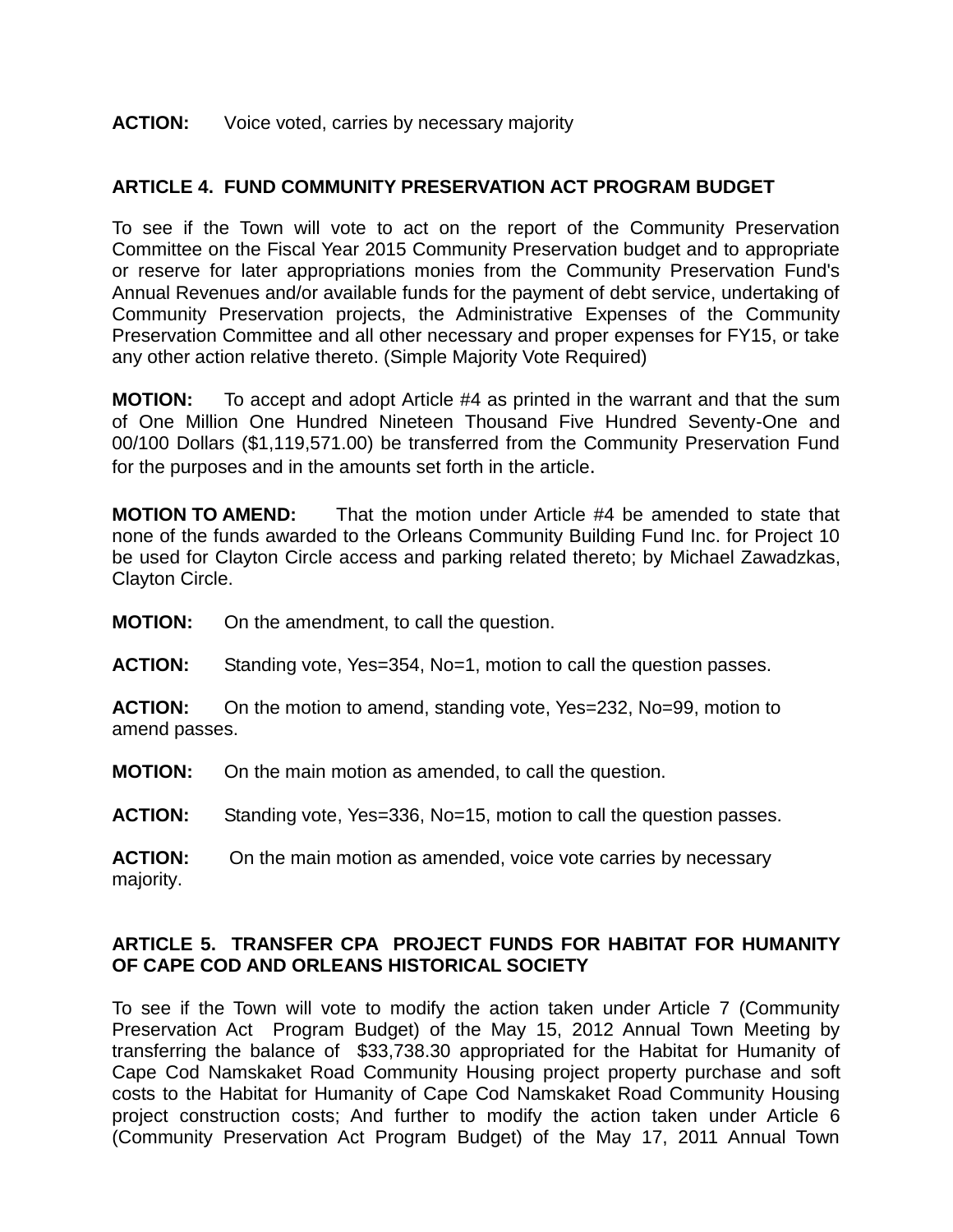**ACTION:** Voice voted, carries by necessary majority

## ARTICLE 4. FUND COMMUNITY PRESERVATION ACT PROGRAM BUDGET

To see if the Town will vote to act on the report of the Community Preservation Committee on the Fiscal Year 2015 Community Preservation budget and to appropriate or reserve for later appropriations monies from the Community Preservation Fund's Annual Revenues and/or available funds for the payment of debt service, undertaking of Community Preservation projects, the Administrative Expenses of the Community Preservation Committee and all other necessary and proper expenses for FY15, or take any other action relative thereto. (Simple Majority Vote Required)

**MOTION:** To accept and adopt Article #4 as printed in the warrant and that the sum of One Million One Hundred Nineteen Thousand Five Hundred Seventy-One and 00/100 Dollars ($1,119,571.00) be transferred from the Community Preservation Fund for the purposes and in the amounts set forth in the article.

**MOTION TO AMEND:** That the motion under Article #4 be amended to state that none of the funds awarded to the Orleans Community Building Fund Inc. for Project 10 be used for Clayton Circle access and parking related thereto; by Michael Zawadzkas, Clayton Circle.

**MOTION:** On the amendment, to call the question.

**ACTION:** Standing vote, Yes=354, No=1, motion to call the question passes.

**ACTION:** On the motion to amend, standing vote, Yes=232, No=99, motion to amend passes.

**MOTION:** On the main motion as amended, to call the question.

**ACTION:** Standing vote, Yes=336, No=15, motion to call the question passes.

**ACTION:** On the main motion as amended, voice vote carries by necessary majority.

## ARTICLE 5. TRANSFER CPA PROJECT FUNDS FOR HABITAT FOR HUMANITY OF CAPE COD AND ORLEANS HISTORICAL SOCIETY

To see if the Town will vote to modify the action taken under Article 7 (Community Preservation Act Program Budget) of the May 15, 2012 Annual Town Meeting by transferring the balance of $33,738.30 appropriated for the Habitat for Humanity of Cape Cod Namskaket Road Community Housing project property purchase and soft costs to the Habitat for Humanity of Cape Cod Namskaket Road Community Housing project construction costs; And further to modify the action taken under Article 6 (Community Preservation Act Program Budget) of the May 17, 2011 Annual Town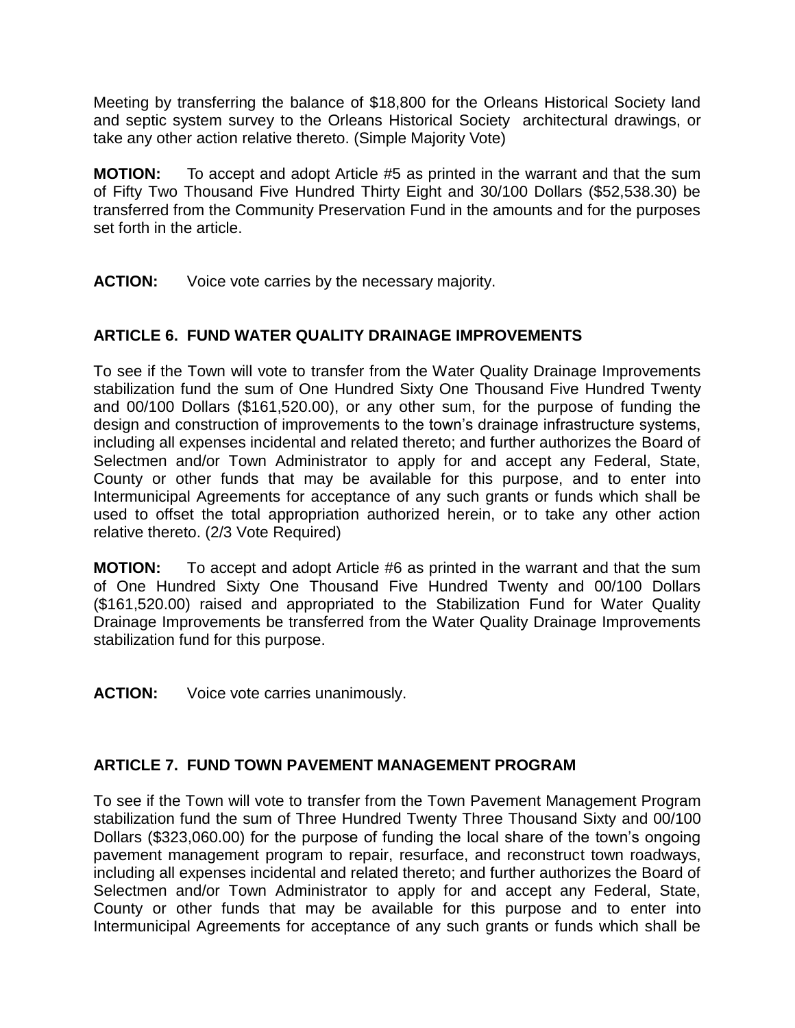Meeting by transferring the balance of $18,800 for the Orleans Historical Society land and septic system survey to the Orleans Historical Society architectural drawings, or take any other action relative thereto. (Simple Majority Vote)

**MOTION:** To accept and adopt Article #5 as printed in the warrant and that the sum of Fifty Two Thousand Five Hundred Thirty Eight and 30/100 Dollars ($52,538.30) be transferred from the Community Preservation Fund in the amounts and for the purposes set forth in the article.

**ACTION:** Voice vote carries by the necessary majority.

## ARTICLE 6. FUND WATER QUALITY DRAINAGE IMPROVEMENTS

To see if the Town will vote to transfer from the Water Quality Drainage Improvements stabilization fund the sum of One Hundred Sixty One Thousand Five Hundred Twenty and 00/100 Dollars ($161,520.00), or any other sum, for the purpose of funding the design and construction of improvements to the town's drainage infrastructure systems, including all expenses incidental and related thereto; and further authorizes the Board of Selectmen and/or Town Administrator to apply for and accept any Federal, State, County or other funds that may be available for this purpose, and to enter into Intermunicipal Agreements for acceptance of any such grants or funds which shall be used to offset the total appropriation authorized herein, or to take any other action relative thereto. (2/3 Vote Required)

**MOTION:** To accept and adopt Article #6 as printed in the warrant and that the sum of One Hundred Sixty One Thousand Five Hundred Twenty and 00/100 Dollars ($161,520.00) raised and appropriated to the Stabilization Fund for Water Quality Drainage Improvements be transferred from the Water Quality Drainage Improvements stabilization fund for this purpose.

**ACTION:** Voice vote carries unanimously.

## ARTICLE 7. FUND TOWN PAVEMENT MANAGEMENT PROGRAM

To see if the Town will vote to transfer from the Town Pavement Management Program stabilization fund the sum of Three Hundred Twenty Three Thousand Sixty and 00/100 Dollars ($323,060.00) for the purpose of funding the local share of the town's ongoing pavement management program to repair, resurface, and reconstruct town roadways, including all expenses incidental and related thereto; and further authorizes the Board of Selectmen and/or Town Administrator to apply for and accept any Federal, State, County or other funds that may be available for this purpose and to enter into Intermunicipal Agreements for acceptance of any such grants or funds which shall be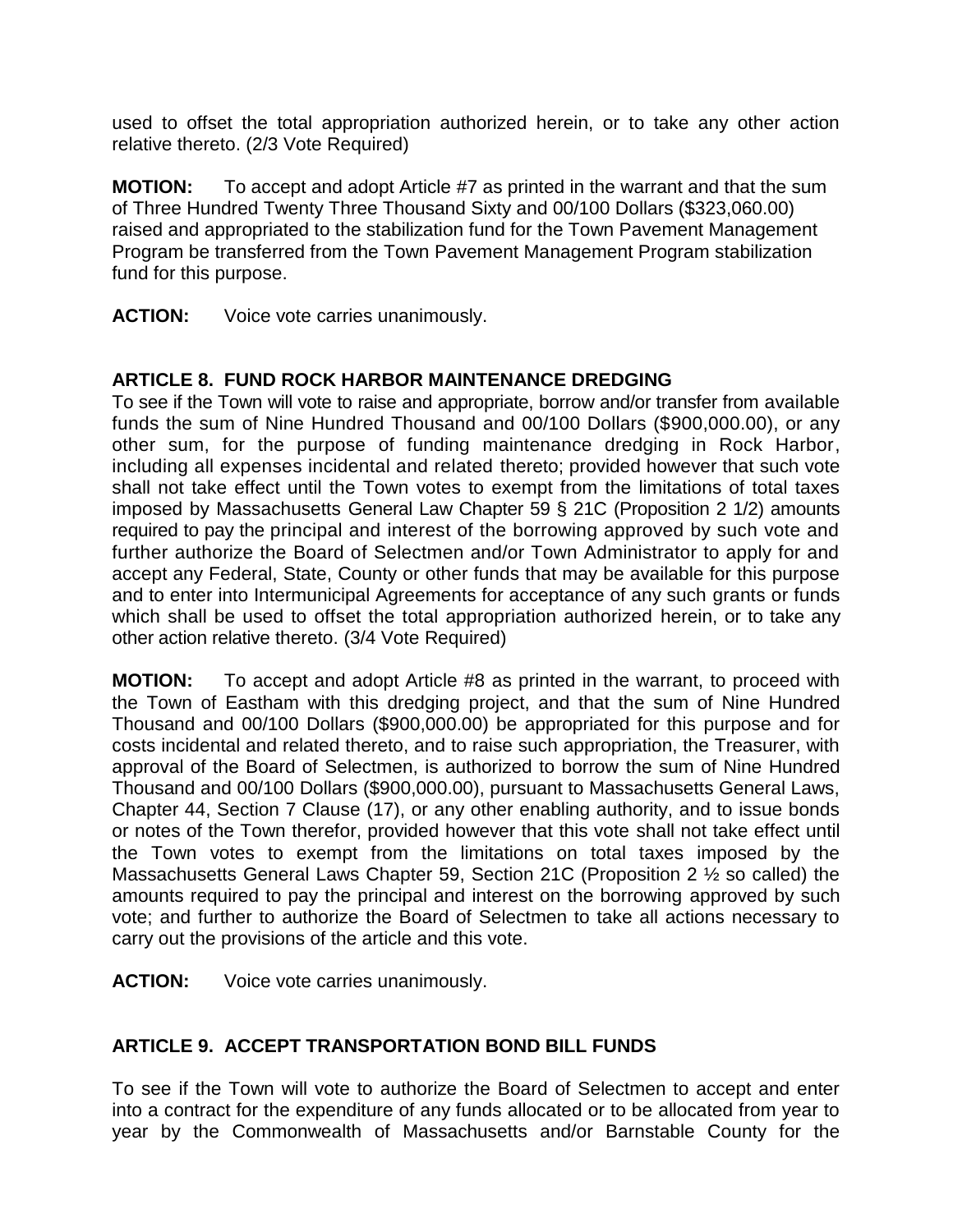used to offset the total appropriation authorized herein, or to take any other action relative thereto. (2/3 Vote Required)

**MOTION:** To accept and adopt Article #7 as printed in the warrant and that the sum of Three Hundred Twenty Three Thousand Sixty and 00/100 Dollars ($323,060.00) raised and appropriated to the stabilization fund for the Town Pavement Management Program be transferred from the Town Pavement Management Program stabilization fund for this purpose.

**ACTION:** Voice vote carries unanimously.

## ARTICLE 8. FUND ROCK HARBOR MAINTENANCE DREDGING

To see if the Town will vote to raise and appropriate, borrow and/or transfer from available funds the sum of Nine Hundred Thousand and 00/100 Dollars ($900,000.00), or any other sum, for the purpose of funding maintenance dredging in Rock Harbor, including all expenses incidental and related thereto; provided however that such vote shall not take effect until the Town votes to exempt from the limitations of total taxes imposed by Massachusetts General Law Chapter 59 § 21C (Proposition 2 1/2) amounts required to pay the principal and interest of the borrowing approved by such vote and further authorize the Board of Selectmen and/or Town Administrator to apply for and accept any Federal, State, County or other funds that may be available for this purpose and to enter into Intermunicipal Agreements for acceptance of any such grants or funds which shall be used to offset the total appropriation authorized herein, or to take any other action relative thereto. (3/4 Vote Required)

**MOTION:** To accept and adopt Article #8 as printed in the warrant, to proceed with the Town of Eastham with this dredging project, and that the sum of Nine Hundred Thousand and 00/100 Dollars ($900,000.00) be appropriated for this purpose and for costs incidental and related thereto, and to raise such appropriation, the Treasurer, with approval of the Board of Selectmen, is authorized to borrow the sum of Nine Hundred Thousand and 00/100 Dollars ($900,000.00), pursuant to Massachusetts General Laws, Chapter 44, Section 7 Clause (17), or any other enabling authority, and to issue bonds or notes of the Town therefor, provided however that this vote shall not take effect until the Town votes to exempt from the limitations on total taxes imposed by the Massachusetts General Laws Chapter 59, Section 21C (Proposition 2 ½ so called) the amounts required to pay the principal and interest on the borrowing approved by such vote; and further to authorize the Board of Selectmen to take all actions necessary to carry out the provisions of the article and this vote.

**ACTION:** Voice vote carries unanimously.

## ARTICLE 9. ACCEPT TRANSPORTATION BOND BILL FUNDS

To see if the Town will vote to authorize the Board of Selectmen to accept and enter into a contract for the expenditure of any funds allocated or to be allocated from year to year by the Commonwealth of Massachusetts and/or Barnstable County for the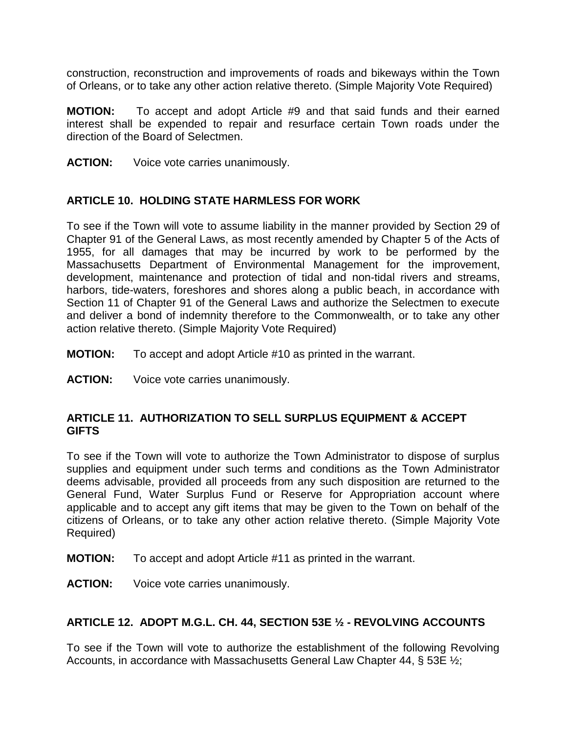construction, reconstruction and improvements of roads and bikeways within the Town of Orleans, or to take any other action relative thereto. (Simple Majority Vote Required)

**MOTION:** To accept and adopt Article #9 and that said funds and their earned interest shall be expended to repair and resurface certain Town roads under the direction of the Board of Selectmen.

**ACTION:** Voice vote carries unanimously.

### ARTICLE 10. HOLDING STATE HARMLESS FOR WORK

To see if the Town will vote to assume liability in the manner provided by Section 29 of Chapter 91 of the General Laws, as most recently amended by Chapter 5 of the Acts of 1955, for all damages that may be incurred by work to be performed by the Massachusetts Department of Environmental Management for the improvement, development, maintenance and protection of tidal and non-tidal rivers and streams, harbors, tide-waters, foreshores and shores along a public beach, in accordance with Section 11 of Chapter 91 of the General Laws and authorize the Selectmen to execute and deliver a bond of indemnity therefore to the Commonwealth, or to take any other action relative thereto. (Simple Majority Vote Required)

**MOTION:** To accept and adopt Article #10 as printed in the warrant.

**ACTION:** Voice vote carries unanimously.

### ARTICLE 11. AUTHORIZATION TO SELL SURPLUS EQUIPMENT & ACCEPT GIFTS

To see if the Town will vote to authorize the Town Administrator to dispose of surplus supplies and equipment under such terms and conditions as the Town Administrator deems advisable, provided all proceeds from any such disposition are returned to the General Fund, Water Surplus Fund or Reserve for Appropriation account where applicable and to accept any gift items that may be given to the Town on behalf of the citizens of Orleans, or to take any other action relative thereto. (Simple Majority Vote Required)

**MOTION:** To accept and adopt Article #11 as printed in the warrant.

**ACTION:** Voice vote carries unanimously.

### ARTICLE 12. ADOPT M.G.L. CH. 44, SECTION 53E ½ - REVOLVING ACCOUNTS

To see if the Town will vote to authorize the establishment of the following Revolving Accounts, in accordance with Massachusetts General Law Chapter 44, § 53E ½;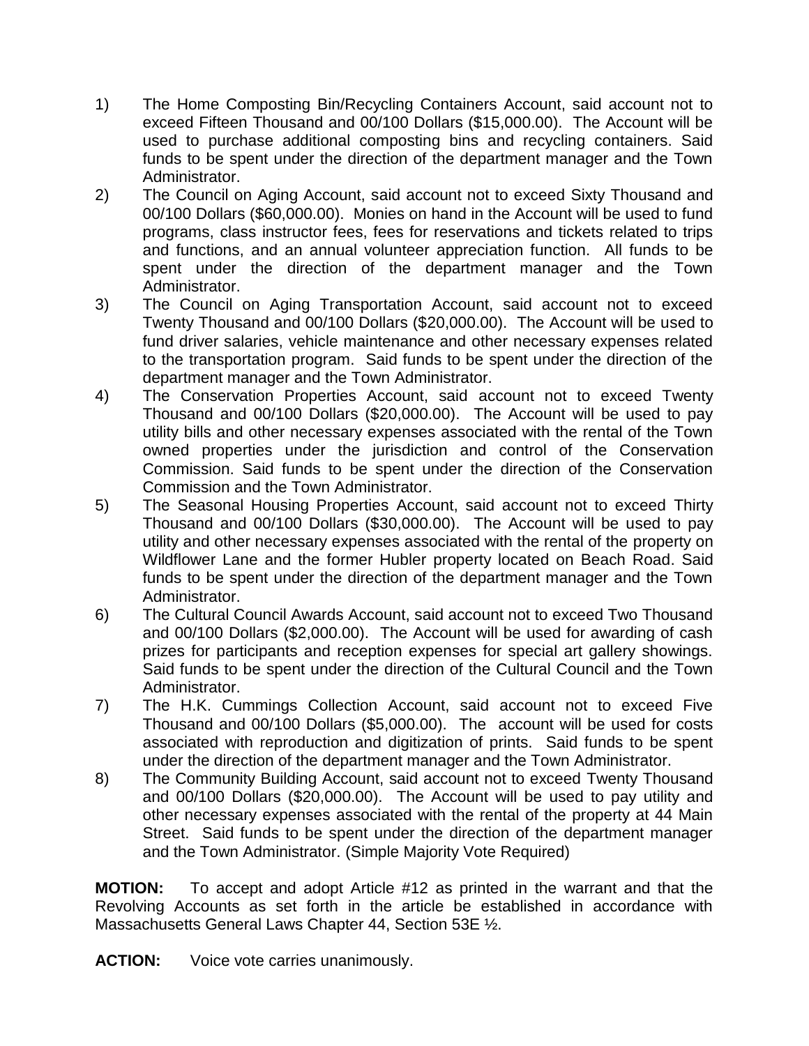1) The Home Composting Bin/Recycling Containers Account, said account not to exceed Fifteen Thousand and 00/100 Dollars ($15,000.00). The Account will be used to purchase additional composting bins and recycling containers. Said funds to be spent under the direction of the department manager and the Town Administrator.
2) The Council on Aging Account, said account not to exceed Sixty Thousand and 00/100 Dollars ($60,000.00). Monies on hand in the Account will be used to fund programs, class instructor fees, fees for reservations and tickets related to trips and functions, and an annual volunteer appreciation function. All funds to be spent under the direction of the department manager and the Town Administrator.
3) The Council on Aging Transportation Account, said account not to exceed Twenty Thousand and 00/100 Dollars ($20,000.00). The Account will be used to fund driver salaries, vehicle maintenance and other necessary expenses related to the transportation program. Said funds to be spent under the direction of the department manager and the Town Administrator.
4) The Conservation Properties Account, said account not to exceed Twenty Thousand and 00/100 Dollars ($20,000.00). The Account will be used to pay utility bills and other necessary expenses associated with the rental of the Town owned properties under the jurisdiction and control of the Conservation Commission. Said funds to be spent under the direction of the Conservation Commission and the Town Administrator.
5) The Seasonal Housing Properties Account, said account not to exceed Thirty Thousand and 00/100 Dollars ($30,000.00). The Account will be used to pay utility and other necessary expenses associated with the rental of the property on Wildflower Lane and the former Hubler property located on Beach Road. Said funds to be spent under the direction of the department manager and the Town Administrator.
6) The Cultural Council Awards Account, said account not to exceed Two Thousand and 00/100 Dollars ($2,000.00). The Account will be used for awarding of cash prizes for participants and reception expenses for special art gallery showings. Said funds to be spent under the direction of the Cultural Council and the Town Administrator.
7) The H.K. Cummings Collection Account, said account not to exceed Five Thousand and 00/100 Dollars ($5,000.00). The account will be used for costs associated with reproduction and digitization of prints. Said funds to be spent under the direction of the department manager and the Town Administrator.
8) The Community Building Account, said account not to exceed Twenty Thousand and 00/100 Dollars ($20,000.00). The Account will be used to pay utility and other necessary expenses associated with the rental of the property at 44 Main Street. Said funds to be spent under the direction of the department manager and the Town Administrator. (Simple Majority Vote Required)

**MOTION:** To accept and adopt Article #12 as printed in the warrant and that the Revolving Accounts as set forth in the article be established in accordance with Massachusetts General Laws Chapter 44, Section 53E ½.

**ACTION:** Voice vote carries unanimously.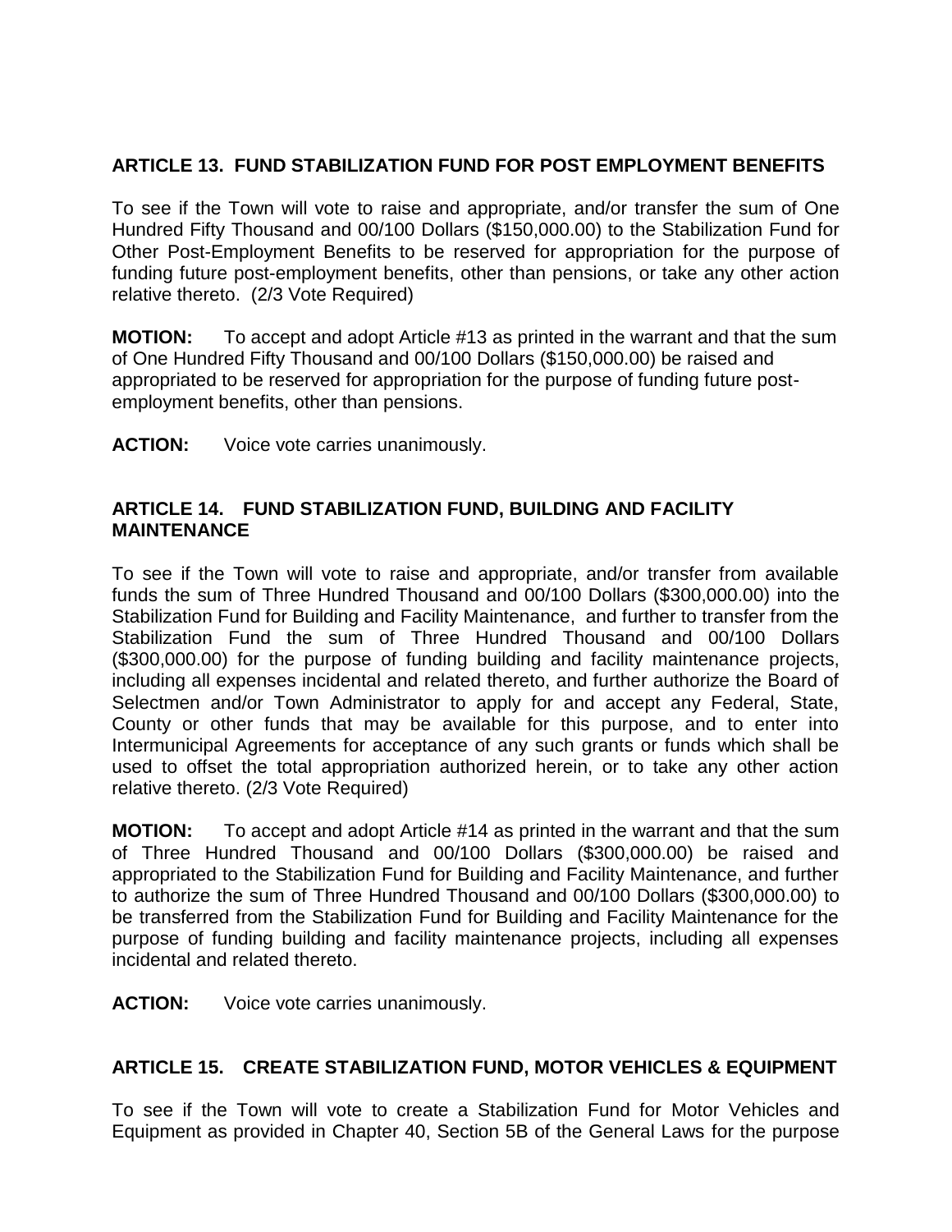## ARTICLE 13. FUND STABILIZATION FUND FOR POST EMPLOYMENT BENEFITS

To see if the Town will vote to raise and appropriate, and/or transfer the sum of One Hundred Fifty Thousand and 00/100 Dollars ($150,000.00) to the Stabilization Fund for Other Post-Employment Benefits to be reserved for appropriation for the purpose of funding future post-employment benefits, other than pensions, or take any other action relative thereto. (2/3 Vote Required)

**MOTION:** To accept and adopt Article #13 as printed in the warrant and that the sum of One Hundred Fifty Thousand and 00/100 Dollars ($150,000.00) be raised and appropriated to be reserved for appropriation for the purpose of funding future post-employment benefits, other than pensions.

**ACTION:** Voice vote carries unanimously.

## ARTICLE 14. FUND STABILIZATION FUND, BUILDING AND FACILITY MAINTENANCE

To see if the Town will vote to raise and appropriate, and/or transfer from available funds the sum of Three Hundred Thousand and 00/100 Dollars ($300,000.00) into the Stabilization Fund for Building and Facility Maintenance, and further to transfer from the Stabilization Fund the sum of Three Hundred Thousand and 00/100 Dollars ($300,000.00) for the purpose of funding building and facility maintenance projects, including all expenses incidental and related thereto, and further authorize the Board of Selectmen and/or Town Administrator to apply for and accept any Federal, State, County or other funds that may be available for this purpose, and to enter into Intermunicipal Agreements for acceptance of any such grants or funds which shall be used to offset the total appropriation authorized herein, or to take any other action relative thereto. (2/3 Vote Required)

**MOTION:** To accept and adopt Article #14 as printed in the warrant and that the sum of Three Hundred Thousand and 00/100 Dollars ($300,000.00) be raised and appropriated to the Stabilization Fund for Building and Facility Maintenance, and further to authorize the sum of Three Hundred Thousand and 00/100 Dollars ($300,000.00) to be transferred from the Stabilization Fund for Building and Facility Maintenance for the purpose of funding building and facility maintenance projects, including all expenses incidental and related thereto.

**ACTION:** Voice vote carries unanimously.

## ARTICLE 15. CREATE STABILIZATION FUND, MOTOR VEHICLES & EQUIPMENT

To see if the Town will vote to create a Stabilization Fund for Motor Vehicles and Equipment as provided in Chapter 40, Section 5B of the General Laws for the purpose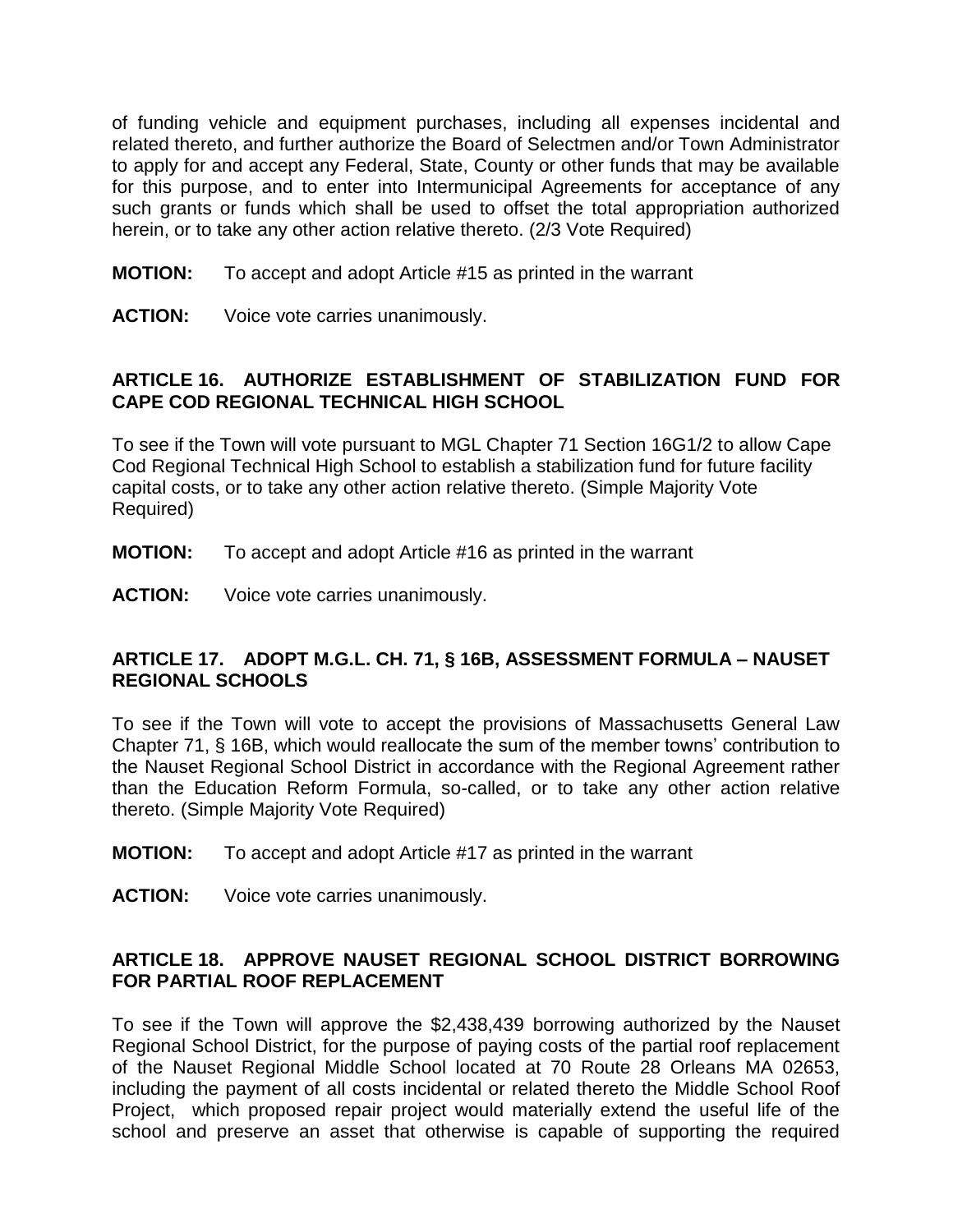of funding vehicle and equipment purchases, including all expenses incidental and related thereto, and further authorize the Board of Selectmen and/or Town Administrator to apply for and accept any Federal, State, County or other funds that may be available for this purpose, and to enter into Intermunicipal Agreements for acceptance of any such grants or funds which shall be used to offset the total appropriation authorized herein, or to take any other action relative thereto. (2/3 Vote Required)

**MOTION:** To accept and adopt Article #15 as printed in the warrant

**ACTION:** Voice vote carries unanimously.

### ARTICLE 16. AUTHORIZE ESTABLISHMENT OF STABILIZATION FUND FOR CAPE COD REGIONAL TECHNICAL HIGH SCHOOL

To see if the Town will vote pursuant to MGL Chapter 71 Section 16G1/2 to allow Cape Cod Regional Technical High School to establish a stabilization fund for future facility capital costs, or to take any other action relative thereto. (Simple Majority Vote Required)

**MOTION:** To accept and adopt Article #16 as printed in the warrant

**ACTION:** Voice vote carries unanimously.

### ARTICLE 17. ADOPT M.G.L. CH. 71, § 16B, ASSESSMENT FORMULA – NAUSET REGIONAL SCHOOLS

To see if the Town will vote to accept the provisions of Massachusetts General Law Chapter 71, § 16B, which would reallocate the sum of the member towns' contribution to the Nauset Regional School District in accordance with the Regional Agreement rather than the Education Reform Formula, so-called, or to take any other action relative thereto. (Simple Majority Vote Required)

**MOTION:** To accept and adopt Article #17 as printed in the warrant

**ACTION:** Voice vote carries unanimously.

### ARTICLE 18. APPROVE NAUSET REGIONAL SCHOOL DISTRICT BORROWING FOR PARTIAL ROOF REPLACEMENT

To see if the Town will approve the $2,438,439 borrowing authorized by the Nauset Regional School District, for the purpose of paying costs of the partial roof replacement of the Nauset Regional Middle School located at 70 Route 28 Orleans MA 02653, including the payment of all costs incidental or related thereto the Middle School Roof Project, which proposed repair project would materially extend the useful life of the school and preserve an asset that otherwise is capable of supporting the required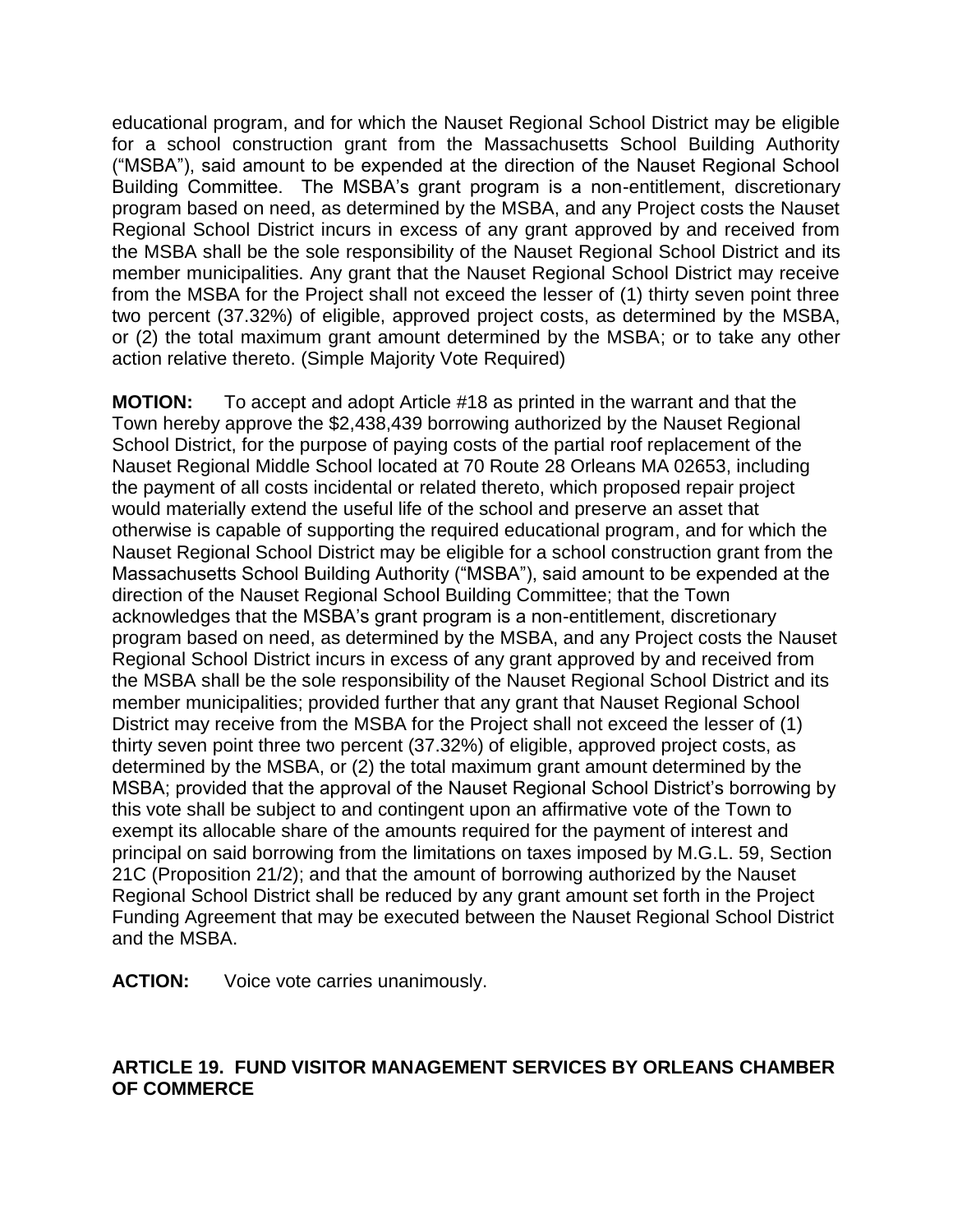educational program, and for which the Nauset Regional School District may be eligible for a school construction grant from the Massachusetts School Building Authority ("MSBA"), said amount to be expended at the direction of the Nauset Regional School Building Committee. The MSBA's grant program is a non-entitlement, discretionary program based on need, as determined by the MSBA, and any Project costs the Nauset Regional School District incurs in excess of any grant approved by and received from the MSBA shall be the sole responsibility of the Nauset Regional School District and its member municipalities. Any grant that the Nauset Regional School District may receive from the MSBA for the Project shall not exceed the lesser of (1) thirty seven point three two percent (37.32%) of eligible, approved project costs, as determined by the MSBA, or (2) the total maximum grant amount determined by the MSBA; or to take any other action relative thereto. (Simple Majority Vote Required)

**MOTION:** To accept and adopt Article #18 as printed in the warrant and that the Town hereby approve the $2,438,439 borrowing authorized by the Nauset Regional School District, for the purpose of paying costs of the partial roof replacement of the Nauset Regional Middle School located at 70 Route 28 Orleans MA 02653, including the payment of all costs incidental or related thereto, which proposed repair project would materially extend the useful life of the school and preserve an asset that otherwise is capable of supporting the required educational program, and for which the Nauset Regional School District may be eligible for a school construction grant from the Massachusetts School Building Authority ("MSBA"), said amount to be expended at the direction of the Nauset Regional School Building Committee; that the Town acknowledges that the MSBA's grant program is a non-entitlement, discretionary program based on need, as determined by the MSBA, and any Project costs the Nauset Regional School District incurs in excess of any grant approved by and received from the MSBA shall be the sole responsibility of the Nauset Regional School District and its member municipalities; provided further that any grant that Nauset Regional School District may receive from the MSBA for the Project shall not exceed the lesser of (1) thirty seven point three two percent (37.32%) of eligible, approved project costs, as determined by the MSBA, or (2) the total maximum grant amount determined by the MSBA; provided that the approval of the Nauset Regional School District's borrowing by this vote shall be subject to and contingent upon an affirmative vote of the Town to exempt its allocable share of the amounts required for the payment of interest and principal on said borrowing from the limitations on taxes imposed by M.G.L. 59, Section 21C (Proposition 21/2); and that the amount of borrowing authorized by the Nauset Regional School District shall be reduced by any grant amount set forth in the Project Funding Agreement that may be executed between the Nauset Regional School District and the MSBA.

**ACTION:** Voice vote carries unanimously.

## ARTICLE 19. FUND VISITOR MANAGEMENT SERVICES BY ORLEANS CHAMBER OF COMMERCE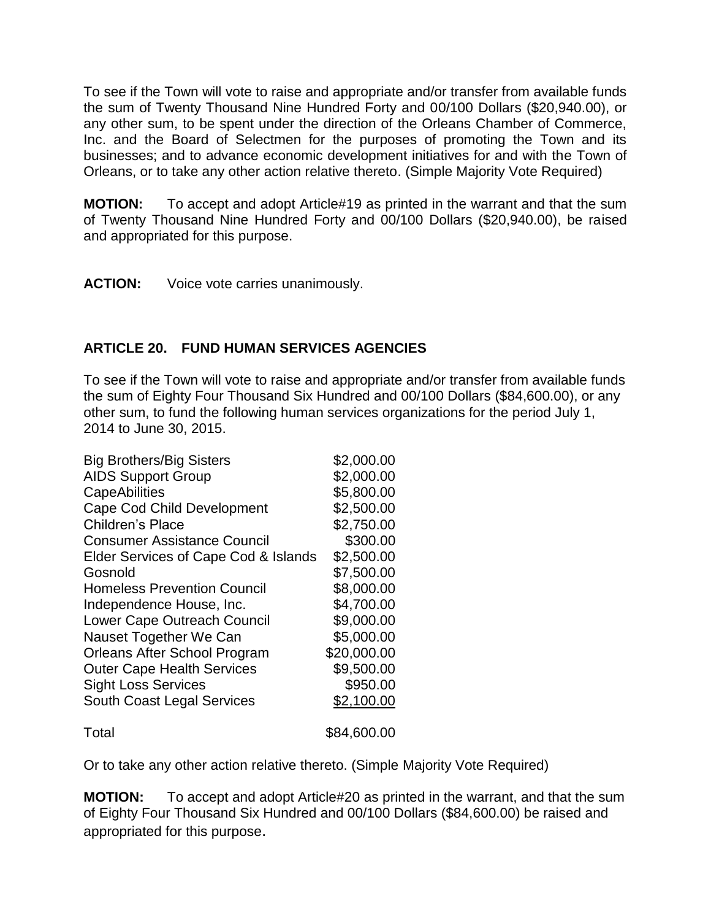To see if the Town will vote to raise and appropriate and/or transfer from available funds the sum of Twenty Thousand Nine Hundred Forty and 00/100 Dollars ($20,940.00), or any other sum, to be spent under the direction of the Orleans Chamber of Commerce, Inc. and the Board of Selectmen for the purposes of promoting the Town and its businesses; and to advance economic development initiatives for and with the Town of Orleans, or to take any other action relative thereto. (Simple Majority Vote Required)

**MOTION:** To accept and adopt Article#19 as printed in the warrant and that the sum of Twenty Thousand Nine Hundred Forty and 00/100 Dollars ($20,940.00), be raised and appropriated for this purpose.

**ACTION:** Voice vote carries unanimously.

## ARTICLE 20. FUND HUMAN SERVICES AGENCIES

To see if the Town will vote to raise and appropriate and/or transfer from available funds the sum of Eighty Four Thousand Six Hundred and 00/100 Dollars ($84,600.00), or any other sum, to fund the following human services organizations for the period July 1, 2014 to June 30, 2015.

| | |
|---|---|
| Big Brothers/Big Sisters | $2,000.00 |
| AIDS Support Group | $2,000.00 |
| CapeAbilities | $5,800.00 |
| Cape Cod Child Development | $2,500.00 |
| Children's Place | $2,750.00 |
| Consumer Assistance Council | $300.00 |
| Elder Services of Cape Cod & Islands | $2,500.00 |
| Gosnold | $7,500.00 |
| Homeless Prevention Council | $8,000.00 |
| Independence House, Inc. | $4,700.00 |
| Lower Cape Outreach Council | $9,000.00 |
| Nauset Together We Can | $5,000.00 |
| Orleans After School Program | $20,000.00 |
| Outer Cape Health Services | $9,500.00 |
| Sight Loss Services | $950.00 |
| South Coast Legal Services | $2,100.00 |
| Total | $84,600.00 |

Or to take any other action relative thereto. (Simple Majority Vote Required)

**MOTION:** To accept and adopt Article#20 as printed in the warrant, and that the sum of Eighty Four Thousand Six Hundred and 00/100 Dollars ($84,600.00) be raised and appropriated for this purpose.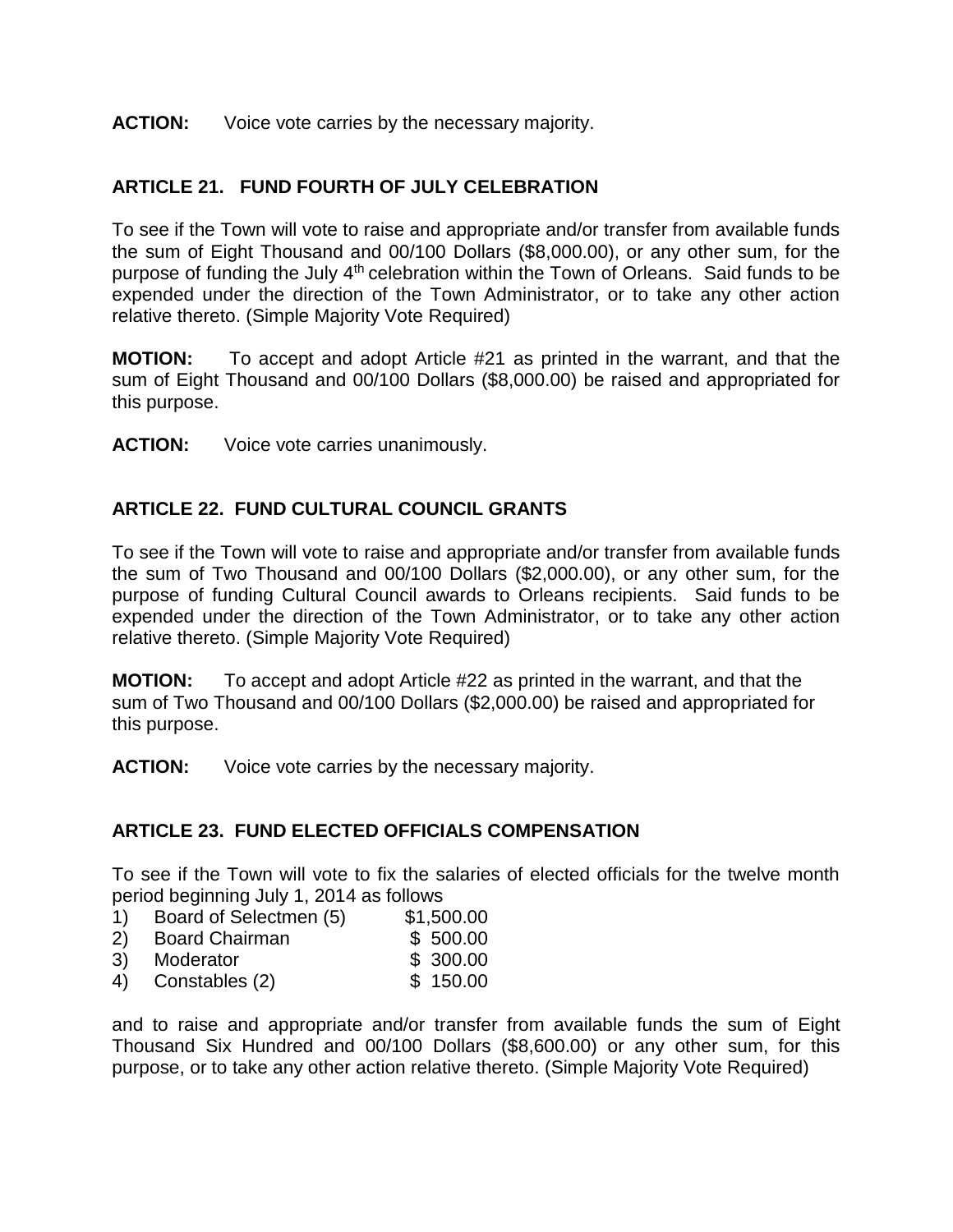**ACTION:** Voice vote carries by the necessary majority.

### ARTICLE 21. FUND FOURTH OF JULY CELEBRATION

To see if the Town will vote to raise and appropriate and/or transfer from available funds the sum of Eight Thousand and 00/100 Dollars ($8,000.00), or any other sum, for the purpose of funding the July 4th celebration within the Town of Orleans. Said funds to be expended under the direction of the Town Administrator, or to take any other action relative thereto. (Simple Majority Vote Required)

**MOTION:** To accept and adopt Article #21 as printed in the warrant, and that the sum of Eight Thousand and 00/100 Dollars ($8,000.00) be raised and appropriated for this purpose.

**ACTION:** Voice vote carries unanimously.

### ARTICLE 22. FUND CULTURAL COUNCIL GRANTS

To see if the Town will vote to raise and appropriate and/or transfer from available funds the sum of Two Thousand and 00/100 Dollars ($2,000.00), or any other sum, for the purpose of funding Cultural Council awards to Orleans recipients. Said funds to be expended under the direction of the Town Administrator, or to take any other action relative thereto. (Simple Majority Vote Required)

**MOTION:** To accept and adopt Article #22 as printed in the warrant, and that the sum of Two Thousand and 00/100 Dollars ($2,000.00) be raised and appropriated for this purpose.

**ACTION:** Voice vote carries by the necessary majority.

### ARTICLE 23. FUND ELECTED OFFICIALS COMPENSATION

To see if the Town will vote to fix the salaries of elected officials for the twelve month period beginning July 1, 2014 as follows

| | | |
|---|---|---|
| 1) | Board of Selectmen (5) | $1,500.00 |
| 2) | Board Chairman | $ 500.00 |
| 3) | Moderator | $ 300.00 |
| 4) | Constables (2) | $ 150.00 |

and to raise and appropriate and/or transfer from available funds the sum of Eight Thousand Six Hundred and 00/100 Dollars ($8,600.00) or any other sum, for this purpose, or to take any other action relative thereto. (Simple Majority Vote Required)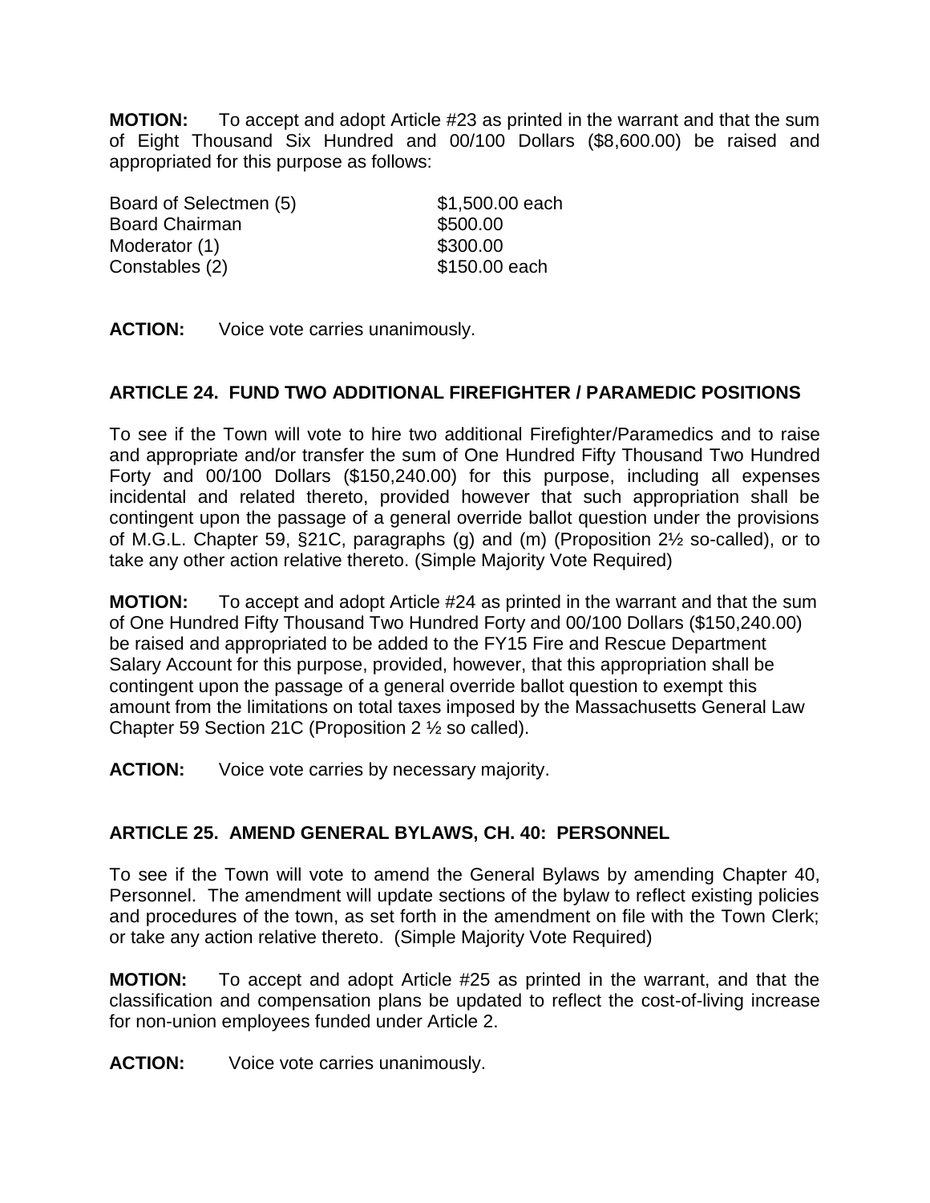**MOTION:** To accept and adopt Article #23 as printed in the warrant and that the sum of Eight Thousand Six Hundred and 00/100 Dollars ($8,600.00) be raised and appropriated for this purpose as follows:

| | |
|---|---|
| Board of Selectmen (5) | $1,500.00 each |
| Board Chairman | $500.00 |
| Moderator (1) | $300.00 |
| Constables (2) | $150.00 each |

**ACTION:** Voice vote carries unanimously.

## ARTICLE 24. FUND TWO ADDITIONAL FIREFIGHTER / PARAMEDIC POSITIONS

To see if the Town will vote to hire two additional Firefighter/Paramedics and to raise and appropriate and/or transfer the sum of One Hundred Fifty Thousand Two Hundred Forty and 00/100 Dollars ($150,240.00) for this purpose, including all expenses incidental and related thereto, provided however that such appropriation shall be contingent upon the passage of a general override ballot question under the provisions of M.G.L. Chapter 59, §21C, paragraphs (g) and (m) (Proposition 2½ so-called), or to take any other action relative thereto. (Simple Majority Vote Required)

**MOTION:** To accept and adopt Article #24 as printed in the warrant and that the sum of One Hundred Fifty Thousand Two Hundred Forty and 00/100 Dollars ($150,240.00) be raised and appropriated to be added to the FY15 Fire and Rescue Department Salary Account for this purpose, provided, however, that this appropriation shall be contingent upon the passage of a general override ballot question to exempt this amount from the limitations on total taxes imposed by the Massachusetts General Law Chapter 59 Section 21C (Proposition 2 ½ so called).

**ACTION:** Voice vote carries by necessary majority.

## ARTICLE 25. AMEND GENERAL BYLAWS, CH. 40: PERSONNEL

To see if the Town will vote to amend the General Bylaws by amending Chapter 40, Personnel. The amendment will update sections of the bylaw to reflect existing policies and procedures of the town, as set forth in the amendment on file with the Town Clerk; or take any action relative thereto. (Simple Majority Vote Required)

**MOTION:** To accept and adopt Article #25 as printed in the warrant, and that the classification and compensation plans be updated to reflect the cost-of-living increase for non-union employees funded under Article 2.

**ACTION:** Voice vote carries unanimously.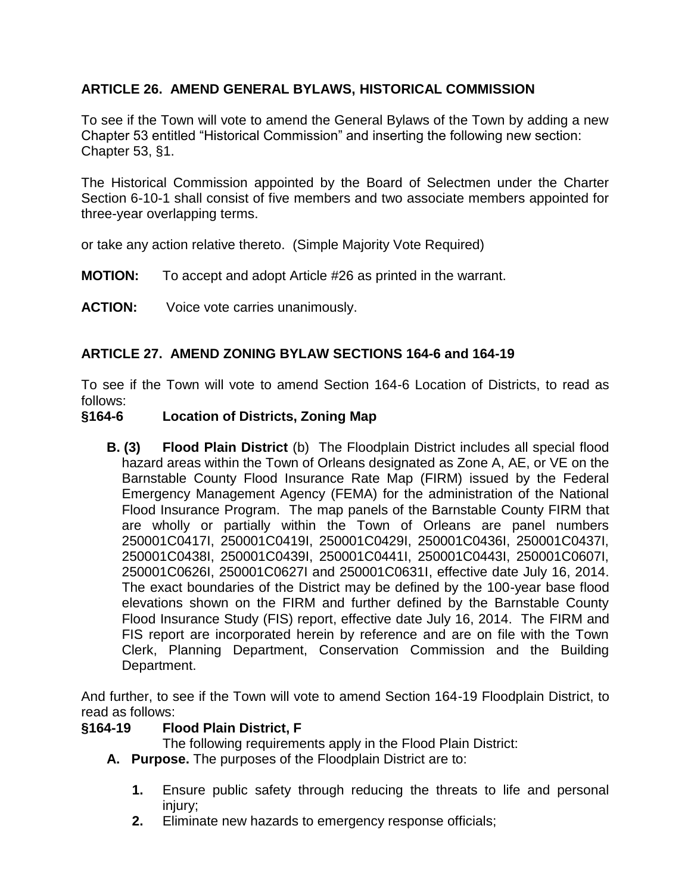## ARTICLE 26. AMEND GENERAL BYLAWS, HISTORICAL COMMISSION

To see if the Town will vote to amend the General Bylaws of the Town by adding a new Chapter 53 entitled "Historical Commission" and inserting the following new section: Chapter 53, §1.

The Historical Commission appointed by the Board of Selectmen under the Charter Section 6-10-1 shall consist of five members and two associate members appointed for three-year overlapping terms.

or take any action relative thereto. (Simple Majority Vote Required)

**MOTION:** To accept and adopt Article #26 as printed in the warrant.

**ACTION:** Voice vote carries unanimously.

## ARTICLE 27. AMEND ZONING BYLAW SECTIONS 164-6 and 164-19

To see if the Town will vote to amend Section 164-6 Location of Districts, to read as follows:

**§164-6 Location of Districts, Zoning Map**

**B. (3) Flood Plain District** (b) The Floodplain District includes all special flood hazard areas within the Town of Orleans designated as Zone A, AE, or VE on the Barnstable County Flood Insurance Rate Map (FIRM) issued by the Federal Emergency Management Agency (FEMA) for the administration of the National Flood Insurance Program. The map panels of the Barnstable County FIRM that are wholly or partially within the Town of Orleans are panel numbers 250001C0417I, 250001C0419I, 250001C0429I, 250001C0436I, 250001C0437I, 250001C0438I, 250001C0439I, 250001C0441I, 250001C0443I, 250001C0607I, 250001C0626I, 250001C0627I and 250001C0631I, effective date July 16, 2014. The exact boundaries of the District may be defined by the 100-year base flood elevations shown on the FIRM and further defined by the Barnstable County Flood Insurance Study (FIS) report, effective date July 16, 2014. The FIRM and FIS report are incorporated herein by reference and are on file with the Town Clerk, Planning Department, Conservation Commission and the Building Department.

And further, to see if the Town will vote to amend Section 164-19 Floodplain District, to read as follows:

**§164-19 Flood Plain District, F**

The following requirements apply in the Flood Plain District:

**A. Purpose.** The purposes of the Floodplain District are to:

1. Ensure public safety through reducing the threats to life and personal injury;
2. Eliminate new hazards to emergency response officials;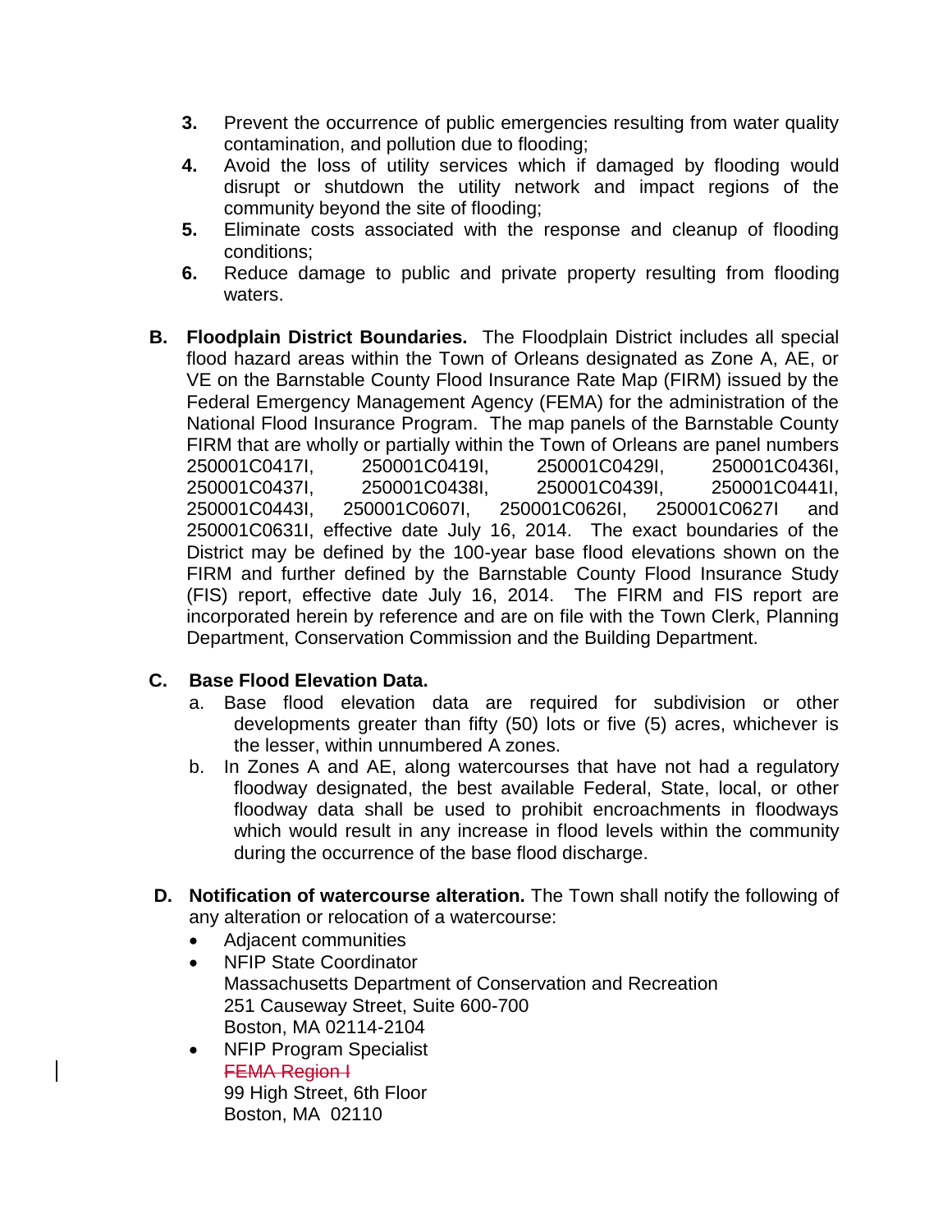3. Prevent the occurrence of public emergencies resulting from water quality contamination, and pollution due to flooding;
4. Avoid the loss of utility services which if damaged by flooding would disrupt or shutdown the utility network and impact regions of the community beyond the site of flooding;
5. Eliminate costs associated with the response and cleanup of flooding conditions;
6. Reduce damage to public and private property resulting from flooding waters.

**B. Floodplain District Boundaries.** The Floodplain District includes all special flood hazard areas within the Town of Orleans designated as Zone A, AE, or VE on the Barnstable County Flood Insurance Rate Map (FIRM) issued by the Federal Emergency Management Agency (FEMA) for the administration of the National Flood Insurance Program. The map panels of the Barnstable County FIRM that are wholly or partially within the Town of Orleans are panel numbers 250001C0417I, 250001C0419I, 250001C0429I, 250001C0436I, 250001C0437I, 250001C0438I, 250001C0439I, 250001C0441I, 250001C0443I, 250001C0607I, 250001C0626I, 250001C0627I and 250001C0631I, effective date July 16, 2014. The exact boundaries of the District may be defined by the 100-year base flood elevations shown on the FIRM and further defined by the Barnstable County Flood Insurance Study (FIS) report, effective date July 16, 2014. The FIRM and FIS report are incorporated herein by reference and are on file with the Town Clerk, Planning Department, Conservation Commission and the Building Department.

**C. Base Flood Elevation Data.**

a. Base flood elevation data are required for subdivision or other developments greater than fifty (50) lots or five (5) acres, whichever is the lesser, within unnumbered A zones.

b. In Zones A and AE, along watercourses that have not had a regulatory floodway designated, the best available Federal, State, local, or other floodway data shall be used to prohibit encroachments in floodways which would result in any increase in flood levels within the community during the occurrence of the base flood discharge.

**D. Notification of watercourse alteration.** The Town shall notify the following of any alteration or relocation of a watercourse:

- Adjacent communities
- NFIP State Coordinator
  Massachusetts Department of Conservation and Recreation
  251 Causeway Street, Suite 600-700
  Boston, MA 02114-2104
- NFIP Program Specialist
  ~~FEMA Region I~~
  99 High Street, 6th Floor
  Boston, MA 02110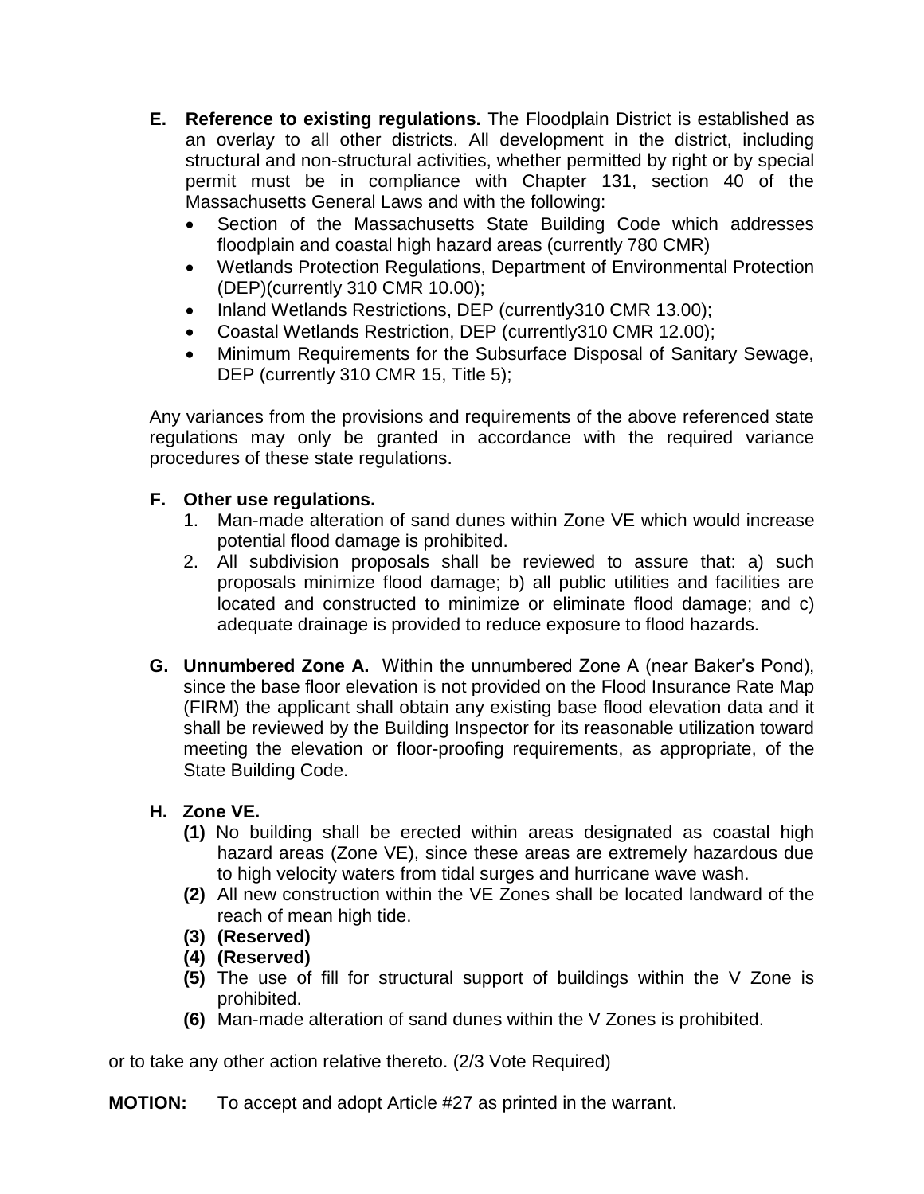**E. Reference to existing regulations.** The Floodplain District is established as an overlay to all other districts. All development in the district, including structural and non-structural activities, whether permitted by right or by special permit must be in compliance with Chapter 131, section 40 of the Massachusetts General Laws and with the following:

- Section of the Massachusetts State Building Code which addresses floodplain and coastal high hazard areas (currently 780 CMR)
- Wetlands Protection Regulations, Department of Environmental Protection (DEP)(currently 310 CMR 10.00);
- Inland Wetlands Restrictions, DEP (currently310 CMR 13.00);
- Coastal Wetlands Restriction, DEP (currently310 CMR 12.00);
- Minimum Requirements for the Subsurface Disposal of Sanitary Sewage, DEP (currently 310 CMR 15, Title 5);

Any variances from the provisions and requirements of the above referenced state regulations may only be granted in accordance with the required variance procedures of these state regulations.

**F. Other use regulations.**

1. Man-made alteration of sand dunes within Zone VE which would increase potential flood damage is prohibited.
2. All subdivision proposals shall be reviewed to assure that: a) such proposals minimize flood damage; b) all public utilities and facilities are located and constructed to minimize or eliminate flood damage; and c) adequate drainage is provided to reduce exposure to flood hazards.

**G. Unnumbered Zone A.** Within the unnumbered Zone A (near Baker's Pond), since the base floor elevation is not provided on the Flood Insurance Rate Map (FIRM) the applicant shall obtain any existing base flood elevation data and it shall be reviewed by the Building Inspector for its reasonable utilization toward meeting the elevation or floor-proofing requirements, as appropriate, of the State Building Code.

**H. Zone VE.**

**(1)** No building shall be erected within areas designated as coastal high hazard areas (Zone VE), since these areas are extremely hazardous due to high velocity waters from tidal surges and hurricane wave wash.

**(2)** All new construction within the VE Zones shall be located landward of the reach of mean high tide.

**(3) (Reserved)**

**(4) (Reserved)**

**(5)** The use of fill for structural support of buildings within the V Zone is prohibited.

**(6)** Man-made alteration of sand dunes within the V Zones is prohibited.

or to take any other action relative thereto. (2/3 Vote Required)

**MOTION:** To accept and adopt Article #27 as printed in the warrant.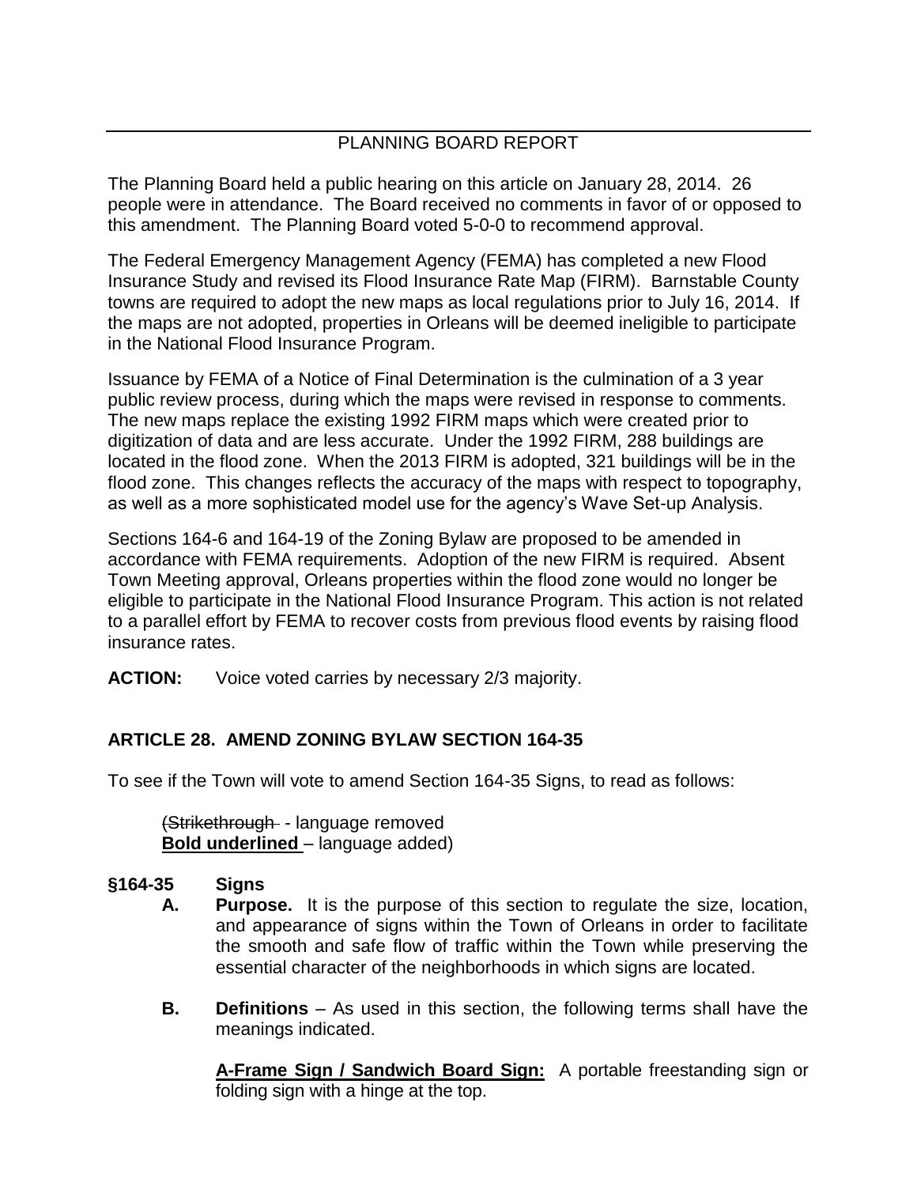## PLANNING BOARD REPORT

The Planning Board held a public hearing on this article on January 28, 2014. 26 people were in attendance. The Board received no comments in favor of or opposed to this amendment. The Planning Board voted 5-0-0 to recommend approval.

The Federal Emergency Management Agency (FEMA) has completed a new Flood Insurance Study and revised its Flood Insurance Rate Map (FIRM). Barnstable County towns are required to adopt the new maps as local regulations prior to July 16, 2014. If the maps are not adopted, properties in Orleans will be deemed ineligible to participate in the National Flood Insurance Program.

Issuance by FEMA of a Notice of Final Determination is the culmination of a 3 year public review process, during which the maps were revised in response to comments. The new maps replace the existing 1992 FIRM maps which were created prior to digitization of data and are less accurate. Under the 1992 FIRM, 288 buildings are located in the flood zone. When the 2013 FIRM is adopted, 321 buildings will be in the flood zone. This changes reflects the accuracy of the maps with respect to topography, as well as a more sophisticated model use for the agency's Wave Set-up Analysis.

Sections 164-6 and 164-19 of the Zoning Bylaw are proposed to be amended in accordance with FEMA requirements. Adoption of the new FIRM is required. Absent Town Meeting approval, Orleans properties within the flood zone would no longer be eligible to participate in the National Flood Insurance Program. This action is not related to a parallel effort by FEMA to recover costs from previous flood events by raising flood insurance rates.

**ACTION:** Voice voted carries by necessary 2/3 majority.

## ARTICLE 28. AMEND ZONING BYLAW SECTION 164-35

To see if the Town will vote to amend Section 164-35 Signs, to read as follows:

(~~Strikethrough~~ - language removed
**<u>Bold underlined</u>** – language added)

**§164-35 Signs**

**A. Purpose.** It is the purpose of this section to regulate the size, location, and appearance of signs within the Town of Orleans in order to facilitate the smooth and safe flow of traffic within the Town while preserving the essential character of the neighborhoods in which signs are located.

**B. Definitions** – As used in this section, the following terms shall have the meanings indicated.

**<u>A-Frame Sign / Sandwich Board Sign:</u>** A portable freestanding sign or folding sign with a hinge at the top.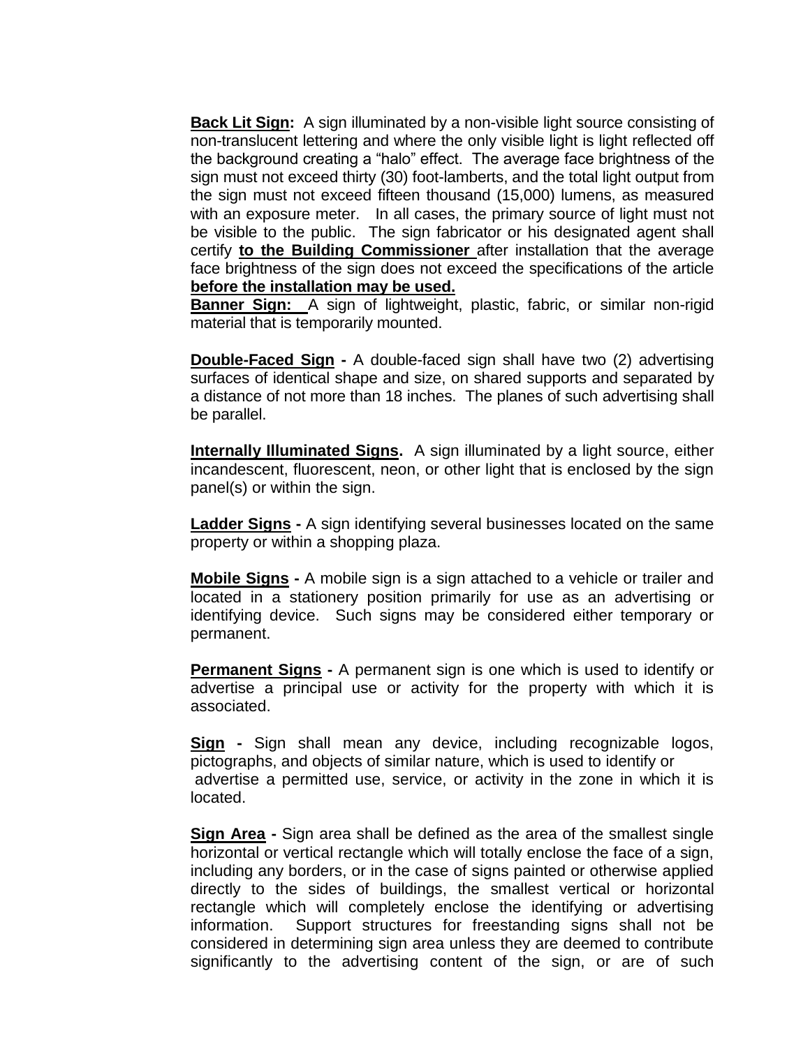**<u>Back Lit Sign</u>:** A sign illuminated by a non-visible light source consisting of non-translucent lettering and where the only visible light is light reflected off the background creating a "halo" effect. The average face brightness of the sign must not exceed thirty (30) foot-lamberts, and the total light output from the sign must not exceed fifteen thousand (15,000) lumens, as measured with an exposure meter. In all cases, the primary source of light must not be visible to the public. The sign fabricator or his designated agent shall certify **<u>to the Building Commissioner</u>** after installation that the average face brightness of the sign does not exceed the specifications of the article **<u>before the installation may be used.</u>**

**<u>Banner Sign:</u>** A sign of lightweight, plastic, fabric, or similar non-rigid material that is temporarily mounted.

**<u>Double-Faced Sign</u> -** A double-faced sign shall have two (2) advertising surfaces of identical shape and size, on shared supports and separated by a distance of not more than 18 inches. The planes of such advertising shall be parallel.

**<u>Internally Illuminated Signs</u>.** A sign illuminated by a light source, either incandescent, fluorescent, neon, or other light that is enclosed by the sign panel(s) or within the sign.

**<u>Ladder Signs</u> -** A sign identifying several businesses located on the same property or within a shopping plaza.

**<u>Mobile Signs</u> -** A mobile sign is a sign attached to a vehicle or trailer and located in a stationery position primarily for use as an advertising or identifying device. Such signs may be considered either temporary or permanent.

**<u>Permanent Signs</u> -** A permanent sign is one which is used to identify or advertise a principal use or activity for the property with which it is associated.

**<u>Sign</u> -** Sign shall mean any device, including recognizable logos, pictographs, and objects of similar nature, which is used to identify or advertise a permitted use, service, or activity in the zone in which it is located.

**<u>Sign Area</u> -** Sign area shall be defined as the area of the smallest single horizontal or vertical rectangle which will totally enclose the face of a sign, including any borders, or in the case of signs painted or otherwise applied directly to the sides of buildings, the smallest vertical or horizontal rectangle which will completely enclose the identifying or advertising information. Support structures for freestanding signs shall not be considered in determining sign area unless they are deemed to contribute significantly to the advertising content of the sign, or are of such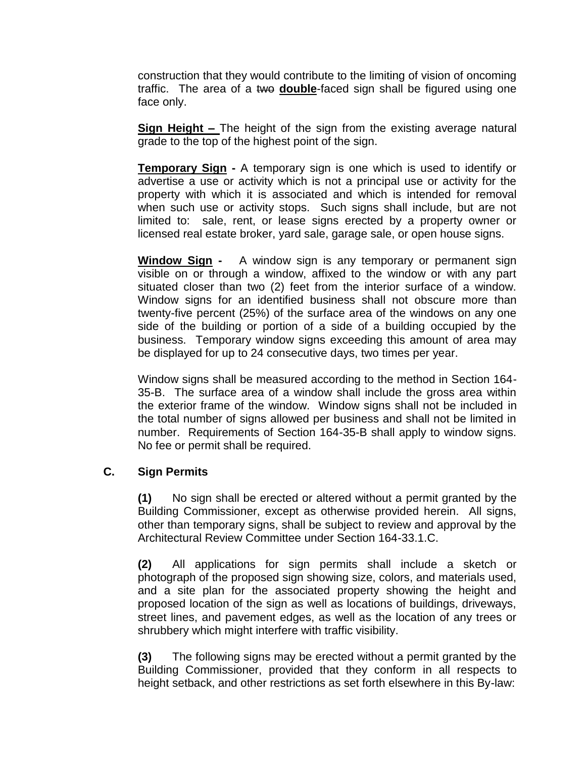construction that they would contribute to the limiting of vision of oncoming traffic. The area of a ~~two~~ **double**-faced sign shall be figured using one face only.

**Sign Height –** The height of the sign from the existing average natural grade to the top of the highest point of the sign.

**Temporary Sign -** A temporary sign is one which is used to identify or advertise a use or activity which is not a principal use or activity for the property with which it is associated and which is intended for removal when such use or activity stops. Such signs shall include, but are not limited to: sale, rent, or lease signs erected by a property owner or licensed real estate broker, yard sale, garage sale, or open house signs.

**Window Sign -** A window sign is any temporary or permanent sign visible on or through a window, affixed to the window or with any part situated closer than two (2) feet from the interior surface of a window. Window signs for an identified business shall not obscure more than twenty-five percent (25%) of the surface area of the windows on any one side of the building or portion of a side of a building occupied by the business. Temporary window signs exceeding this amount of area may be displayed for up to 24 consecutive days, two times per year.

Window signs shall be measured according to the method in Section 164-35-B. The surface area of a window shall include the gross area within the exterior frame of the window. Window signs shall not be included in the total number of signs allowed per business and shall not be limited in number. Requirements of Section 164-35-B shall apply to window signs. No fee or permit shall be required.

**C. Sign Permits**

**(1)** No sign shall be erected or altered without a permit granted by the Building Commissioner, except as otherwise provided herein. All signs, other than temporary signs, shall be subject to review and approval by the Architectural Review Committee under Section 164-33.1.C.

**(2)** All applications for sign permits shall include a sketch or photograph of the proposed sign showing size, colors, and materials used, and a site plan for the associated property showing the height and proposed location of the sign as well as locations of buildings, driveways, street lines, and pavement edges, as well as the location of any trees or shrubbery which might interfere with traffic visibility.

**(3)** The following signs may be erected without a permit granted by the Building Commissioner, provided that they conform in all respects to height setback, and other restrictions as set forth elsewhere in this By-law: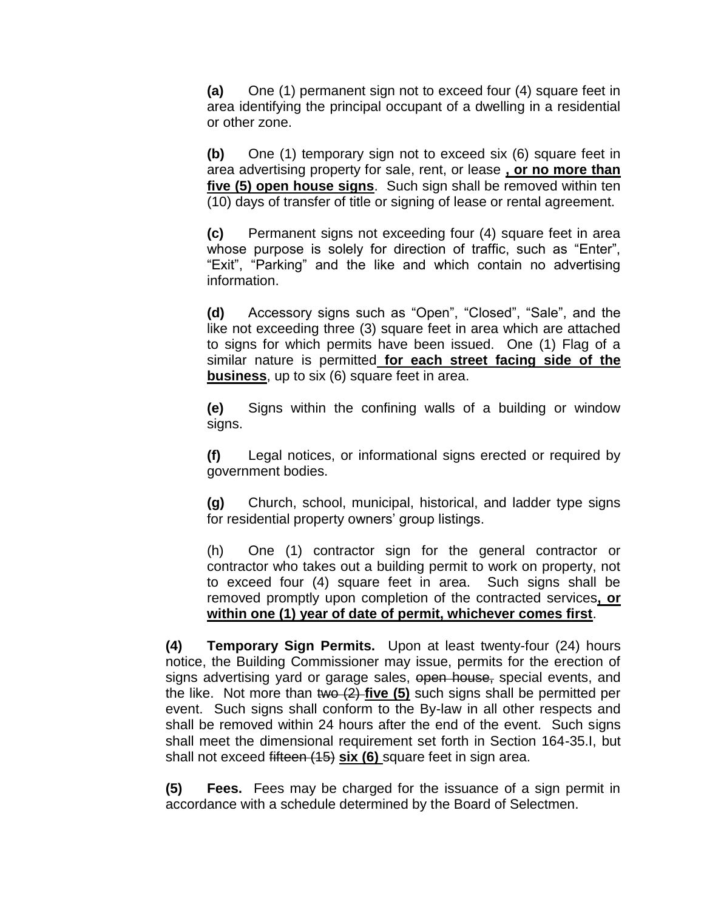**(a)** One (1) permanent sign not to exceed four (4) square feet in area identifying the principal occupant of a dwelling in a residential or other zone.

**(b)** One (1) temporary sign not to exceed six (6) square feet in area advertising property for sale, rent, or lease **<u>, or no more than five (5) open house signs</u>**. Such sign shall be removed within ten (10) days of transfer of title or signing of lease or rental agreement.

**(c)** Permanent signs not exceeding four (4) square feet in area whose purpose is solely for direction of traffic, such as "Enter", "Exit", "Parking" and the like and which contain no advertising information.

**(d)** Accessory signs such as "Open", "Closed", "Sale", and the like not exceeding three (3) square feet in area which are attached to signs for which permits have been issued. One (1) Flag of a similar nature is permitted **<u>for each street facing side of the business</u>**, up to six (6) square feet in area.

**(e)** Signs within the confining walls of a building or window signs.

**(f)** Legal notices, or informational signs erected or required by government bodies.

**(g)** Church, school, municipal, historical, and ladder type signs for residential property owners' group listings.

(h) One (1) contractor sign for the general contractor or contractor who takes out a building permit to work on property, not to exceed four (4) square feet in area. Such signs shall be removed promptly upon completion of the contracted services**<u>, or within one (1) year of date of permit, whichever comes first</u>**.

**(4) Temporary Sign Permits.** Upon at least twenty-four (24) hours notice, the Building Commissioner may issue, permits for the erection of signs advertising yard or garage sales, ~~open house,~~ special events, and the like. Not more than ~~two (2)~~ **<u>five (5)</u>** such signs shall be permitted per event. Such signs shall conform to the By-law in all other respects and shall be removed within 24 hours after the end of the event. Such signs shall meet the dimensional requirement set forth in Section 164-35.I, but shall not exceed ~~fifteen (15)~~ **<u>six (6)</u>** square feet in sign area.

**(5) Fees.** Fees may be charged for the issuance of a sign permit in accordance with a schedule determined by the Board of Selectmen.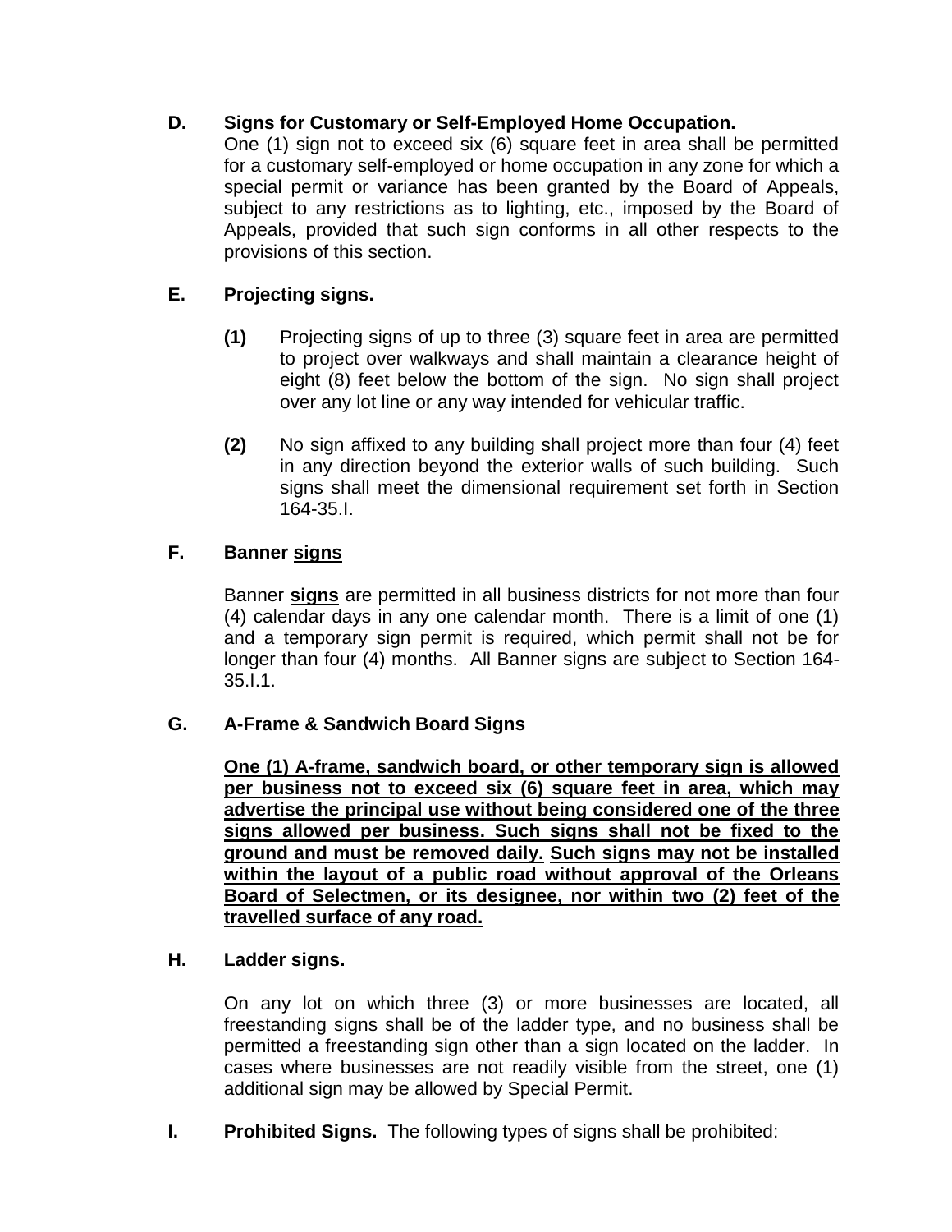**D. Signs for Customary or Self-Employed Home Occupation.**

One (1) sign not to exceed six (6) square feet in area shall be permitted for a customary self-employed or home occupation in any zone for which a special permit or variance has been granted by the Board of Appeals, subject to any restrictions as to lighting, etc., imposed by the Board of Appeals, provided that such sign conforms in all other respects to the provisions of this section.

**E. Projecting signs.**

**(1)** Projecting signs of up to three (3) square feet in area are permitted to project over walkways and shall maintain a clearance height of eight (8) feet below the bottom of the sign. No sign shall project over any lot line or any way intended for vehicular traffic.

**(2)** No sign affixed to any building shall project more than four (4) feet in any direction beyond the exterior walls of such building. Such signs shall meet the dimensional requirement set forth in Section 164-35.I.

**F. Banner <u>signs</u>**

Banner **<u>signs</u>** are permitted in all business districts for not more than four (4) calendar days in any one calendar month. There is a limit of one (1) and a temporary sign permit is required, which permit shall not be for longer than four (4) months. All Banner signs are subject to Section 164-35.I.1.

**G. A-Frame & Sandwich Board Signs**

**<u>One (1) A-frame, sandwich board, or other temporary sign is allowed per business not to exceed six (6) square feet in area, which may advertise the principal use without being considered one of the three signs allowed per business. Such signs shall not be fixed to the ground and must be removed daily. Such signs may not be installed within the layout of a public road without approval of the Orleans Board of Selectmen, or its designee, nor within two (2) feet of the travelled surface of any road.</u>**

**H. Ladder signs.**

On any lot on which three (3) or more businesses are located, all freestanding signs shall be of the ladder type, and no business shall be permitted a freestanding sign other than a sign located on the ladder. In cases where businesses are not readily visible from the street, one (1) additional sign may be allowed by Special Permit.

**I. Prohibited Signs.** The following types of signs shall be prohibited: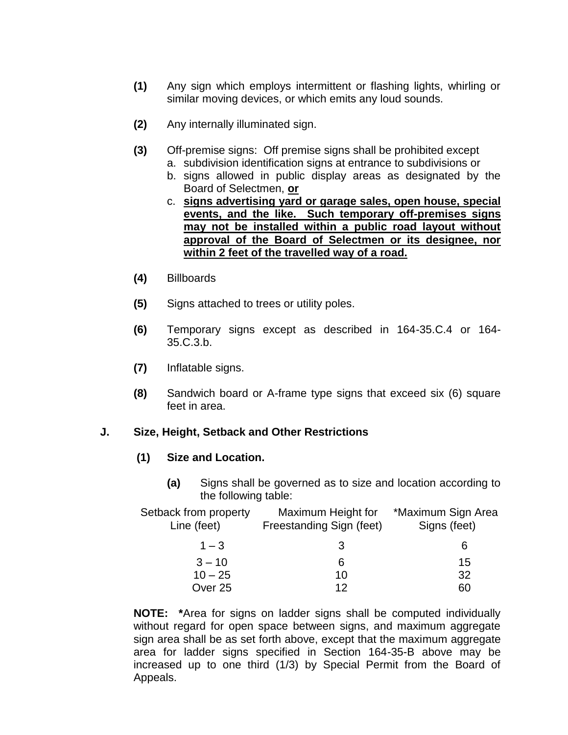**(1)** Any sign which employs intermittent or flashing lights, whirling or similar moving devices, or which emits any loud sounds.

**(2)** Any internally illuminated sign.

**(3)** Off-premise signs: Off premise signs shall be prohibited except

a. subdivision identification signs at entrance to subdivisions or
b. signs allowed in public display areas as designated by the Board of Selectmen, **or**
c. **signs advertising yard or garage sales, open house, special events, and the like. Such temporary off-premises signs may not be installed within a public road layout without approval of the Board of Selectmen or its designee, nor within 2 feet of the travelled way of a road.**

**(4)** Billboards

**(5)** Signs attached to trees or utility poles.

**(6)** Temporary signs except as described in 164-35.C.4 or 164-35.C.3.b.

**(7)** Inflatable signs.

**(8)** Sandwich board or A-frame type signs that exceed six (6) square feet in area.

## J. Size, Height, Setback and Other Restrictions

### (1) Size and Location.

**(a)** Signs shall be governed as to size and location according to the following table:

| Setback from property Line (feet) | Maximum Height for Freestanding Sign (feet) | *Maximum Sign Area Signs (feet) |
|---|---|---|
| 1 – 3 | 3 | 6 |
| 3 – 10 | 6 | 15 |
| 10 – 25 | 10 | 32 |
| Over 25 | 12 | 60 |

**NOTE:** ***** Area for signs on ladder signs shall be computed individually without regard for open space between signs, and maximum aggregate sign area shall be as set forth above, except that the maximum aggregate area for ladder signs specified in Section 164-35-B above may be increased up to one third (1/3) by Special Permit from the Board of Appeals.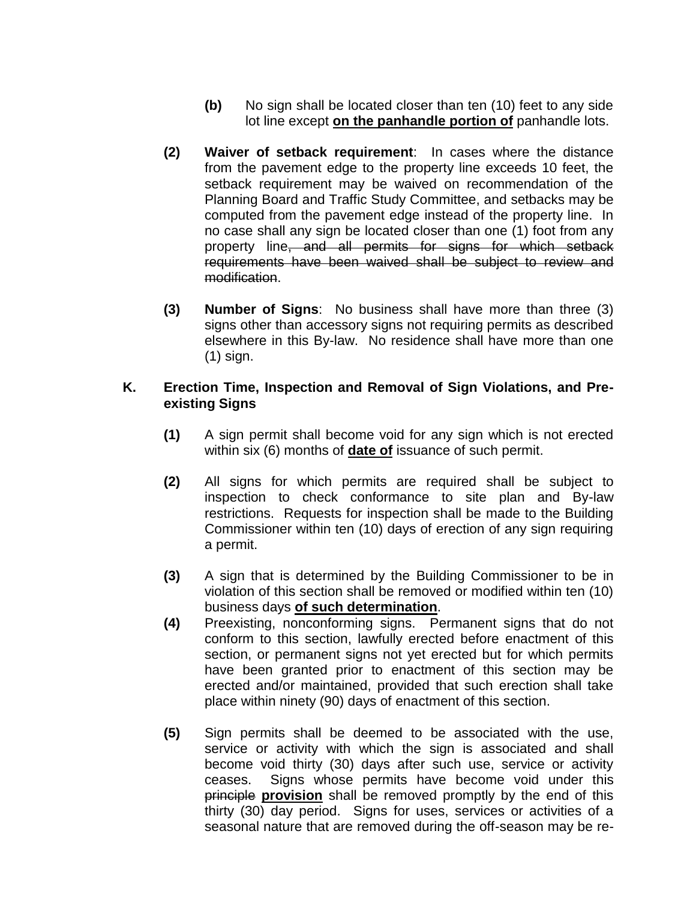(b) No sign shall be located closer than ten (10) feet to any side lot line except **on the panhandle portion of** panhandle lots.

**(2)** **Waiver of setback requirement**: In cases where the distance from the pavement edge to the property line exceeds 10 feet, the setback requirement may be waived on recommendation of the Planning Board and Traffic Study Committee, and setbacks may be computed from the pavement edge instead of the property line. In no case shall any sign be located closer than one (1) foot from any property line~~, and all permits for signs for which setback requirements have been waived shall be subject to review and modification~~.

**(3)** **Number of Signs**: No business shall have more than three (3) signs other than accessory signs not requiring permits as described elsewhere in this By-law. No residence shall have more than one (1) sign.

### K. Erection Time, Inspection and Removal of Sign Violations, and Pre-existing Signs

**(1)** A sign permit shall become void for any sign which is not erected within six (6) months of **date of** issuance of such permit.

**(2)** All signs for which permits are required shall be subject to inspection to check conformance to site plan and By-law restrictions. Requests for inspection shall be made to the Building Commissioner within ten (10) days of erection of any sign requiring a permit.

**(3)** A sign that is determined by the Building Commissioner to be in violation of this section shall be removed or modified within ten (10) business days **of such determination**.

**(4)** Preexisting, nonconforming signs. Permanent signs that do not conform to this section, lawfully erected before enactment of this section, or permanent signs not yet erected but for which permits have been granted prior to enactment of this section may be erected and/or maintained, provided that such erection shall take place within ninety (90) days of enactment of this section.

**(5)** Sign permits shall be deemed to be associated with the use, service or activity with which the sign is associated and shall become void thirty (30) days after such use, service or activity ceases. Signs whose permits have become void under this ~~principle~~ **provision** shall be removed promptly by the end of this thirty (30) day period. Signs for uses, services or activities of a seasonal nature that are removed during the off-season may be re-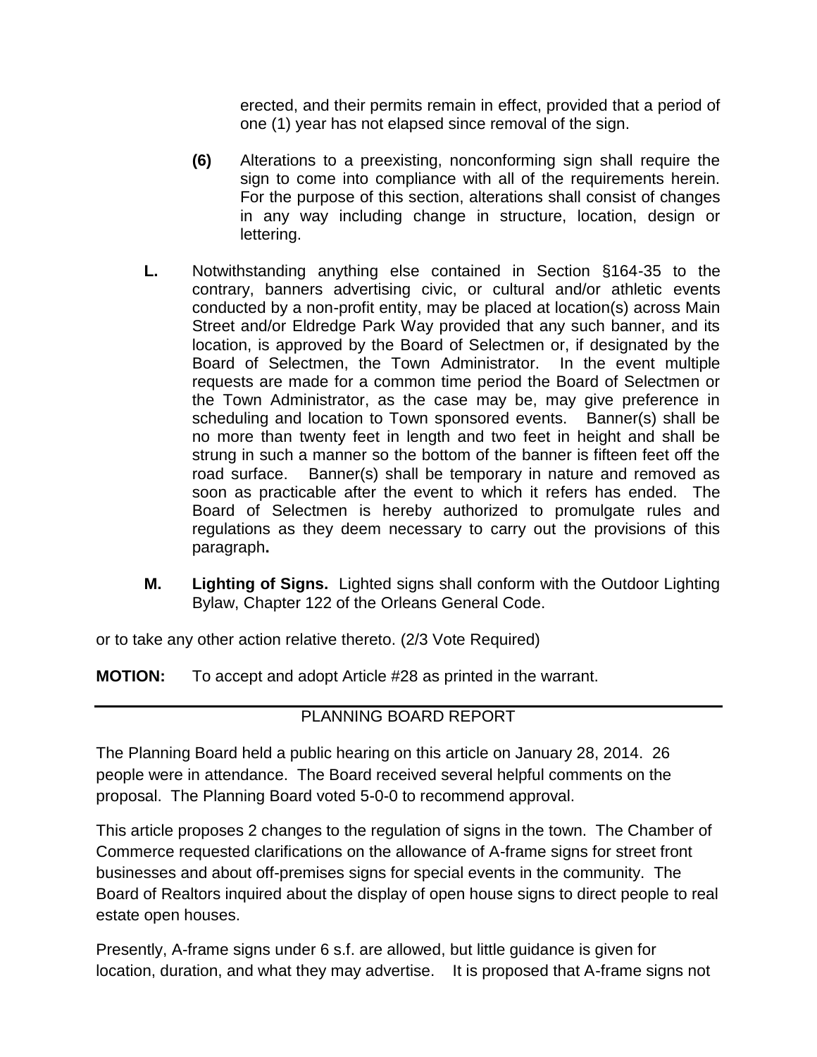erected, and their permits remain in effect, provided that a period of one (1) year has not elapsed since removal of the sign.

**(6)** Alterations to a preexisting, nonconforming sign shall require the sign to come into compliance with all of the requirements herein. For the purpose of this section, alterations shall consist of changes in any way including change in structure, location, design or lettering.

**L.** Notwithstanding anything else contained in Section §164-35 to the contrary, banners advertising civic, or cultural and/or athletic events conducted by a non-profit entity, may be placed at location(s) across Main Street and/or Eldredge Park Way provided that any such banner, and its location, is approved by the Board of Selectmen or, if designated by the Board of Selectmen, the Town Administrator. In the event multiple requests are made for a common time period the Board of Selectmen or the Town Administrator, as the case may be, may give preference in scheduling and location to Town sponsored events. Banner(s) shall be no more than twenty feet in length and two feet in height and shall be strung in such a manner so the bottom of the banner is fifteen feet off the road surface. Banner(s) shall be temporary in nature and removed as soon as practicable after the event to which it refers has ended. The Board of Selectmen is hereby authorized to promulgate rules and regulations as they deem necessary to carry out the provisions of this paragraph**.**

**M.** **Lighting of Signs.** Lighted signs shall conform with the Outdoor Lighting Bylaw, Chapter 122 of the Orleans General Code.

or to take any other action relative thereto. (2/3 Vote Required)

**MOTION:** To accept and adopt Article #28 as printed in the warrant.

---

## PLANNING BOARD REPORT

The Planning Board held a public hearing on this article on January 28, 2014. 26 people were in attendance. The Board received several helpful comments on the proposal. The Planning Board voted 5-0-0 to recommend approval.

This article proposes 2 changes to the regulation of signs in the town. The Chamber of Commerce requested clarifications on the allowance of A-frame signs for street front businesses and about off-premises signs for special events in the community. The Board of Realtors inquired about the display of open house signs to direct people to real estate open houses.

Presently, A-frame signs under 6 s.f. are allowed, but little guidance is given for location, duration, and what they may advertise. It is proposed that A-frame signs not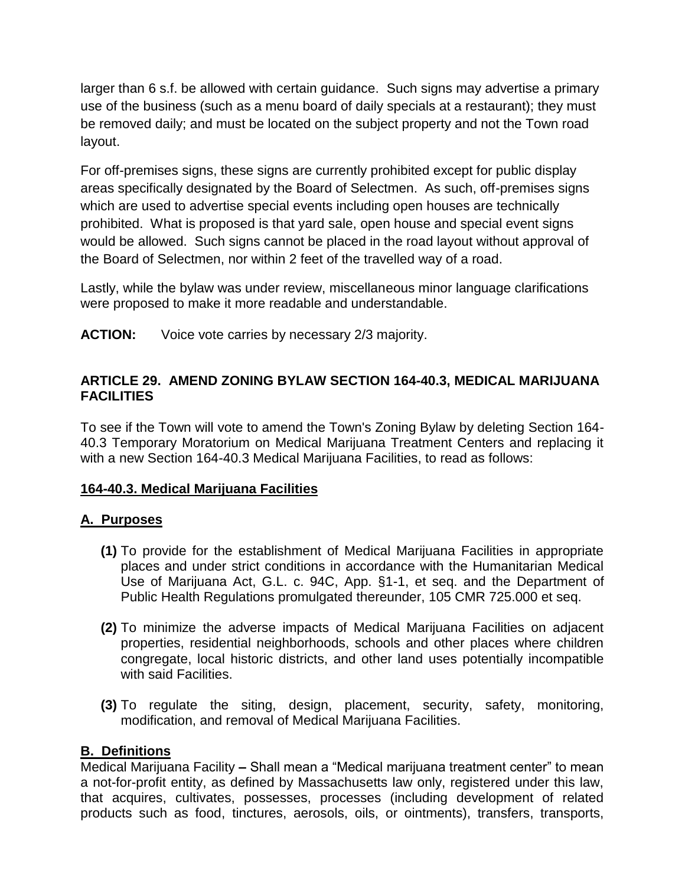larger than 6 s.f. be allowed with certain guidance. Such signs may advertise a primary use of the business (such as a menu board of daily specials at a restaurant); they must be removed daily; and must be located on the subject property and not the Town road layout.

For off-premises signs, these signs are currently prohibited except for public display areas specifically designated by the Board of Selectmen. As such, off-premises signs which are used to advertise special events including open houses are technically prohibited. What is proposed is that yard sale, open house and special event signs would be allowed. Such signs cannot be placed in the road layout without approval of the Board of Selectmen, nor within 2 feet of the travelled way of a road.

Lastly, while the bylaw was under review, miscellaneous minor language clarifications were proposed to make it more readable and understandable.

**ACTION:** Voice vote carries by necessary 2/3 majority.

### ARTICLE 29. AMEND ZONING BYLAW SECTION 164-40.3, MEDICAL MARIJUANA FACILITIES

To see if the Town will vote to amend the Town's Zoning Bylaw by deleting Section 164-40.3 Temporary Moratorium on Medical Marijuana Treatment Centers and replacing it with a new Section 164-40.3 Medical Marijuana Facilities, to read as follows:

**164-40.3. Medical Marijuana Facilities**

**A. Purposes**

- **(1)** To provide for the establishment of Medical Marijuana Facilities in appropriate places and under strict conditions in accordance with the Humanitarian Medical Use of Marijuana Act, G.L. c. 94C, App. §1-1, et seq. and the Department of Public Health Regulations promulgated thereunder, 105 CMR 725.000 et seq.
- **(2)** To minimize the adverse impacts of Medical Marijuana Facilities on adjacent properties, residential neighborhoods, schools and other places where children congregate, local historic districts, and other land uses potentially incompatible with said Facilities.
- **(3)** To regulate the siting, design, placement, security, safety, monitoring, modification, and removal of Medical Marijuana Facilities.

**B. Definitions**

Medical Marijuana Facility – Shall mean a "Medical marijuana treatment center" to mean a not-for-profit entity, as defined by Massachusetts law only, registered under this law, that acquires, cultivates, possesses, processes (including development of related products such as food, tinctures, aerosols, oils, or ointments), transfers, transports,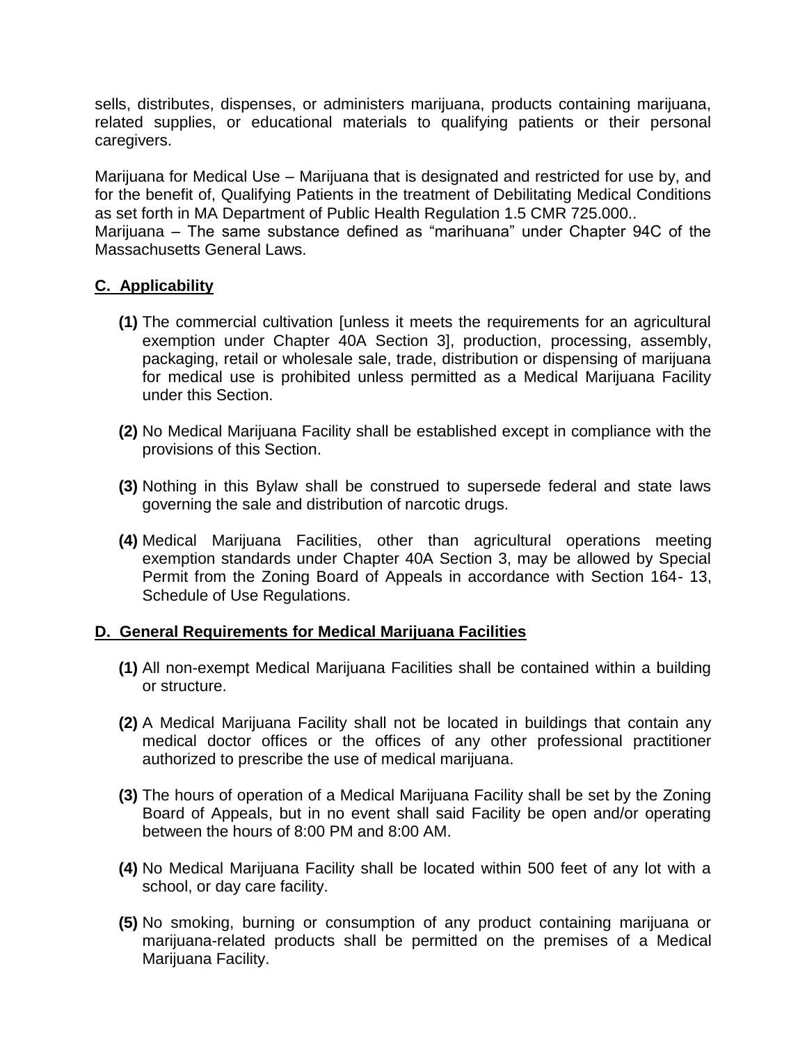sells, distributes, dispenses, or administers marijuana, products containing marijuana, related supplies, or educational materials to qualifying patients or their personal caregivers.

Marijuana for Medical Use – Marijuana that is designated and restricted for use by, and for the benefit of, Qualifying Patients in the treatment of Debilitating Medical Conditions as set forth in MA Department of Public Health Regulation 1.5 CMR 725.000..
Marijuana – The same substance defined as "marihuana" under Chapter 94C of the Massachusetts General Laws.

### C. Applicability

**(1)** The commercial cultivation [unless it meets the requirements for an agricultural exemption under Chapter 40A Section 3], production, processing, assembly, packaging, retail or wholesale sale, trade, distribution or dispensing of marijuana for medical use is prohibited unless permitted as a Medical Marijuana Facility under this Section.

**(2)** No Medical Marijuana Facility shall be established except in compliance with the provisions of this Section.

**(3)** Nothing in this Bylaw shall be construed to supersede federal and state laws governing the sale and distribution of narcotic drugs.

**(4)** Medical Marijuana Facilities, other than agricultural operations meeting exemption standards under Chapter 40A Section 3, may be allowed by Special Permit from the Zoning Board of Appeals in accordance with Section 164- 13, Schedule of Use Regulations.

### D. General Requirements for Medical Marijuana Facilities

**(1)** All non-exempt Medical Marijuana Facilities shall be contained within a building or structure.

**(2)** A Medical Marijuana Facility shall not be located in buildings that contain any medical doctor offices or the offices of any other professional practitioner authorized to prescribe the use of medical marijuana.

**(3)** The hours of operation of a Medical Marijuana Facility shall be set by the Zoning Board of Appeals, but in no event shall said Facility be open and/or operating between the hours of 8:00 PM and 8:00 AM.

**(4)** No Medical Marijuana Facility shall be located within 500 feet of any lot with a school, or day care facility.

**(5)** No smoking, burning or consumption of any product containing marijuana or marijuana-related products shall be permitted on the premises of a Medical Marijuana Facility.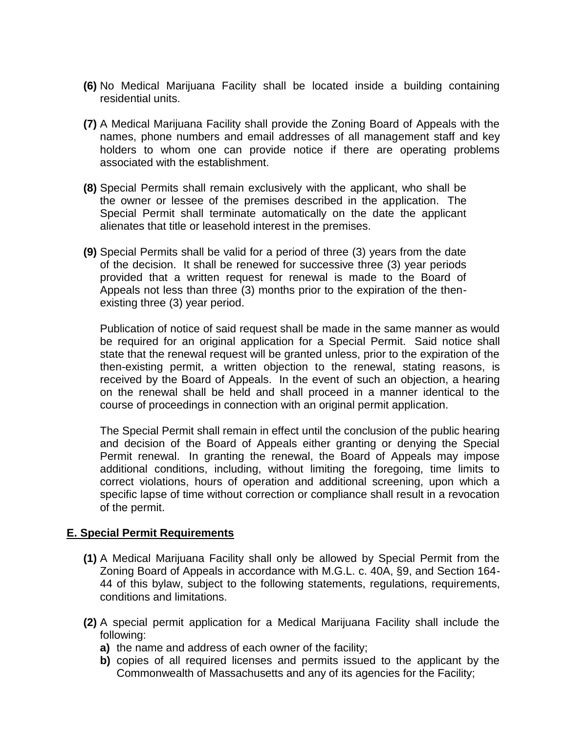**(6)** No Medical Marijuana Facility shall be located inside a building containing residential units.

**(7)** A Medical Marijuana Facility shall provide the Zoning Board of Appeals with the names, phone numbers and email addresses of all management staff and key holders to whom one can provide notice if there are operating problems associated with the establishment.

**(8)** Special Permits shall remain exclusively with the applicant, who shall be the owner or lessee of the premises described in the application. The Special Permit shall terminate automatically on the date the applicant alienates that title or leasehold interest in the premises.

**(9)** Special Permits shall be valid for a period of three (3) years from the date of the decision. It shall be renewed for successive three (3) year periods provided that a written request for renewal is made to the Board of Appeals not less than three (3) months prior to the expiration of the then-existing three (3) year period.

Publication of notice of said request shall be made in the same manner as would be required for an original application for a Special Permit. Said notice shall state that the renewal request will be granted unless, prior to the expiration of the then-existing permit, a written objection to the renewal, stating reasons, is received by the Board of Appeals. In the event of such an objection, a hearing on the renewal shall be held and shall proceed in a manner identical to the course of proceedings in connection with an original permit application.

The Special Permit shall remain in effect until the conclusion of the public hearing and decision of the Board of Appeals either granting or denying the Special Permit renewal. In granting the renewal, the Board of Appeals may impose additional conditions, including, without limiting the foregoing, time limits to correct violations, hours of operation and additional screening, upon which a specific lapse of time without correction or compliance shall result in a revocation of the permit.

## E. Special Permit Requirements

**(1)** A Medical Marijuana Facility shall only be allowed by Special Permit from the Zoning Board of Appeals in accordance with M.G.L. c. 40A, §9, and Section 164-44 of this bylaw, subject to the following statements, regulations, requirements, conditions and limitations.

**(2)** A special permit application for a Medical Marijuana Facility shall include the following:

- **a)** the name and address of each owner of the facility;
- **b)** copies of all required licenses and permits issued to the applicant by the Commonwealth of Massachusetts and any of its agencies for the Facility;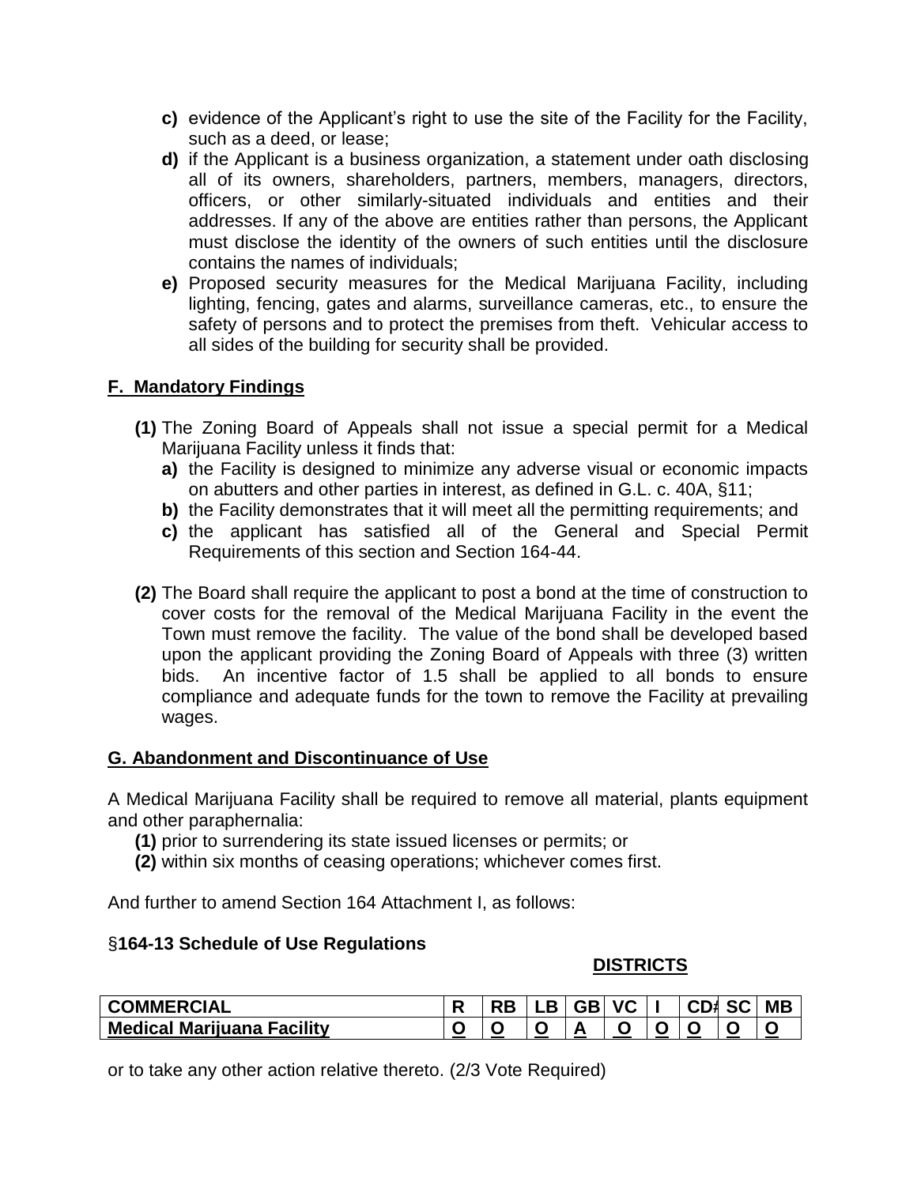**c)** evidence of the Applicant's right to use the site of the Facility for the Facility, such as a deed, or lease;

**d)** if the Applicant is a business organization, a statement under oath disclosing all of its owners, shareholders, partners, members, managers, directors, officers, or other similarly-situated individuals and entities and their addresses. If any of the above are entities rather than persons, the Applicant must disclose the identity of the owners of such entities until the disclosure contains the names of individuals;

**e)** Proposed security measures for the Medical Marijuana Facility, including lighting, fencing, gates and alarms, surveillance cameras, etc., to ensure the safety of persons and to protect the premises from theft. Vehicular access to all sides of the building for security shall be provided.

## F. Mandatory Findings

**(1)** The Zoning Board of Appeals shall not issue a special permit for a Medical Marijuana Facility unless it finds that:

**a)** the Facility is designed to minimize any adverse visual or economic impacts on abutters and other parties in interest, as defined in G.L. c. 40A, §11;

**b)** the Facility demonstrates that it will meet all the permitting requirements; and

**c)** the applicant has satisfied all of the General and Special Permit Requirements of this section and Section 164-44.

**(2)** The Board shall require the applicant to post a bond at the time of construction to cover costs for the removal of the Medical Marijuana Facility in the event the Town must remove the facility. The value of the bond shall be developed based upon the applicant providing the Zoning Board of Appeals with three (3) written bids. An incentive factor of 1.5 shall be applied to all bonds to ensure compliance and adequate funds for the town to remove the Facility at prevailing wages.

## G. Abandonment and Discontinuance of Use

A Medical Marijuana Facility shall be required to remove all material, plants equipment and other paraphernalia:

**(1)** prior to surrendering its state issued licenses or permits; or

**(2)** within six months of ceasing operations; whichever comes first.

And further to amend Section 164 Attachment I, as follows:

### §164-13 Schedule of Use Regulations

**DISTRICTS**

| COMMERCIAL | R | RB | LB | GB | VC | I | CD# | SC | MB |
|---|---|---|---|---|---|---|---|---|---|
| **Medical Marijuana Facility** | **O** | **O** | **O** | **A** | **O** | **O** | **O** | **O** | **O** |

or to take any other action relative thereto. (2/3 Vote Required)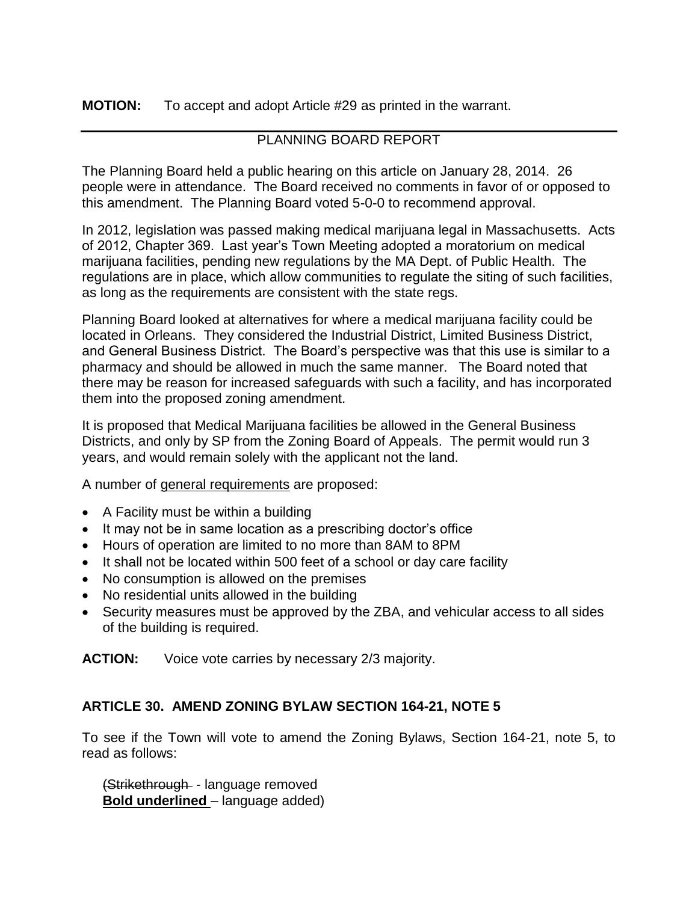**MOTION:** To accept and adopt Article #29 as printed in the warrant.

---

PLANNING BOARD REPORT

The Planning Board held a public hearing on this article on January 28, 2014. 26 people were in attendance. The Board received no comments in favor of or opposed to this amendment. The Planning Board voted 5-0-0 to recommend approval.

In 2012, legislation was passed making medical marijuana legal in Massachusetts. Acts of 2012, Chapter 369. Last year's Town Meeting adopted a moratorium on medical marijuana facilities, pending new regulations by the MA Dept. of Public Health. The regulations are in place, which allow communities to regulate the siting of such facilities, as long as the requirements are consistent with the state regs.

Planning Board looked at alternatives for where a medical marijuana facility could be located in Orleans. They considered the Industrial District, Limited Business District, and General Business District. The Board's perspective was that this use is similar to a pharmacy and should be allowed in much the same manner. The Board noted that there may be reason for increased safeguards with such a facility, and has incorporated them into the proposed zoning amendment.

It is proposed that Medical Marijuana facilities be allowed in the General Business Districts, and only by SP from the Zoning Board of Appeals. The permit would run 3 years, and would remain solely with the applicant not the land.

A number of <u>general requirements</u> are proposed:

- A Facility must be within a building
- It may not be in same location as a prescribing doctor's office
- Hours of operation are limited to no more than 8AM to 8PM
- It shall not be located within 500 feet of a school or day care facility
- No consumption is allowed on the premises
- No residential units allowed in the building
- Security measures must be approved by the ZBA, and vehicular access to all sides of the building is required.

**ACTION:** Voice vote carries by necessary 2/3 majority.

### ARTICLE 30. AMEND ZONING BYLAW SECTION 164-21, NOTE 5

To see if the Town will vote to amend the Zoning Bylaws, Section 164-21, note 5, to read as follows:

(~~Strikethrough~~ - language removed
**<u>Bold underlined</u>** – language added)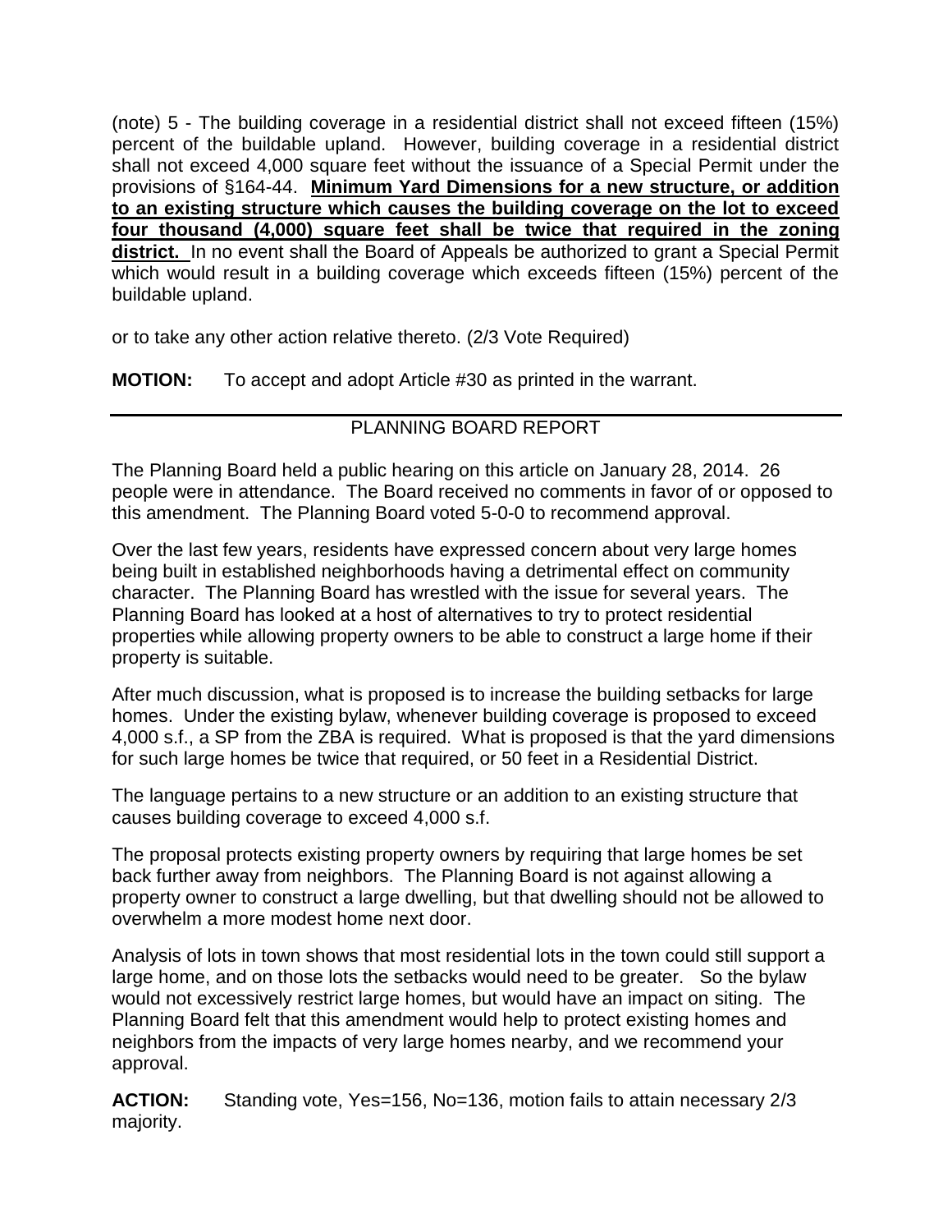(note) 5 - The building coverage in a residential district shall not exceed fifteen (15%) percent of the buildable upland. However, building coverage in a residential district shall not exceed 4,000 square feet without the issuance of a Special Permit under the provisions of §164-44. **Minimum Yard Dimensions for a new structure, or addition to an existing structure which causes the building coverage on the lot to exceed four thousand (4,000) square feet shall be twice that required in the zoning district.** In no event shall the Board of Appeals be authorized to grant a Special Permit which would result in a building coverage which exceeds fifteen (15%) percent of the buildable upland.

or to take any other action relative thereto. (2/3 Vote Required)

**MOTION:** To accept and adopt Article #30 as printed in the warrant.

---

PLANNING BOARD REPORT

The Planning Board held a public hearing on this article on January 28, 2014. 26 people were in attendance. The Board received no comments in favor of or opposed to this amendment. The Planning Board voted 5-0-0 to recommend approval.

Over the last few years, residents have expressed concern about very large homes being built in established neighborhoods having a detrimental effect on community character. The Planning Board has wrestled with the issue for several years. The Planning Board has looked at a host of alternatives to try to protect residential properties while allowing property owners to be able to construct a large home if their property is suitable.

After much discussion, what is proposed is to increase the building setbacks for large homes. Under the existing bylaw, whenever building coverage is proposed to exceed 4,000 s.f., a SP from the ZBA is required. What is proposed is that the yard dimensions for such large homes be twice that required, or 50 feet in a Residential District.

The language pertains to a new structure or an addition to an existing structure that causes building coverage to exceed 4,000 s.f.

The proposal protects existing property owners by requiring that large homes be set back further away from neighbors. The Planning Board is not against allowing a property owner to construct a large dwelling, but that dwelling should not be allowed to overwhelm a more modest home next door.

Analysis of lots in town shows that most residential lots in the town could still support a large home, and on those lots the setbacks would need to be greater. So the bylaw would not excessively restrict large homes, but would have an impact on siting. The Planning Board felt that this amendment would help to protect existing homes and neighbors from the impacts of very large homes nearby, and we recommend your approval.

**ACTION:** Standing vote, Yes=156, No=136, motion fails to attain necessary 2/3 majority.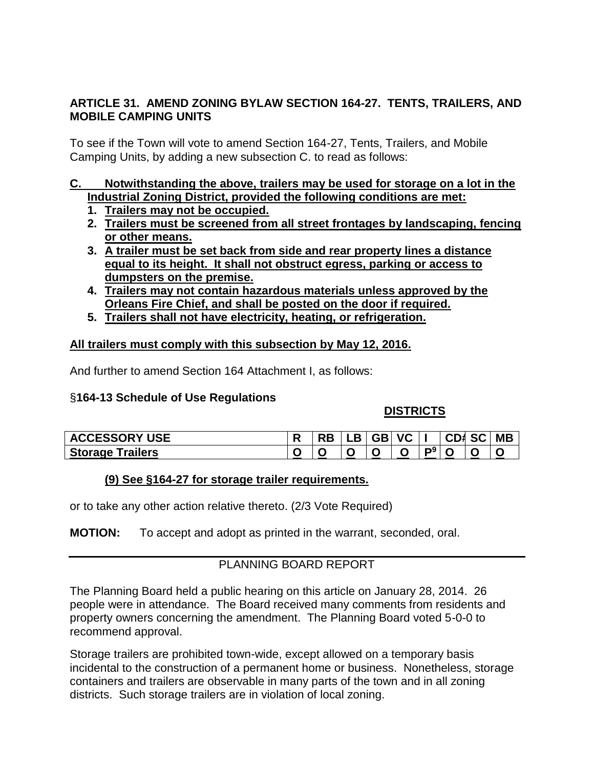**ARTICLE 31. AMEND ZONING BYLAW SECTION 164-27. TENTS, TRAILERS, AND MOBILE CAMPING UNITS**

To see if the Town will vote to amend Section 164-27, Tents, Trailers, and Mobile Camping Units, by adding a new subsection C. to read as follows:

**C. Notwithstanding the above, trailers may be used for storage on a lot in the Industrial Zoning District, provided the following conditions are met:**

1. **Trailers may not be occupied.**
2. **Trailers must be screened from all street frontages by landscaping, fencing or other means.**
3. **A trailer must be set back from side and rear property lines a distance equal to its height. It shall not obstruct egress, parking or access to dumpsters on the premise.**
4. **Trailers may not contain hazardous materials unless approved by the Orleans Fire Chief, and shall be posted on the door if required.**
5. **Trailers shall not have electricity, heating, or refrigeration.**

**All trailers must comply with this subsection by May 12, 2016.**

And further to amend Section 164 Attachment I, as follows:

**§164-13 Schedule of Use Regulations**

**DISTRICTS**

| ACCESSORY USE | R | RB | LB | GB | VC | I | CD# | SC | MB |
|---|---|---|---|---|---|---|---|---|---|
| Storage Trailers | O | O | O | O | O | P[9] | O | O | O |

**(9) See §164-27 for storage trailer requirements.**

or to take any other action relative thereto. (2/3 Vote Required)

**MOTION:** To accept and adopt as printed in the warrant, seconded, oral.

PLANNING BOARD REPORT

The Planning Board held a public hearing on this article on January 28, 2014. 26 people were in attendance. The Board received many comments from residents and property owners concerning the amendment. The Planning Board voted 5-0-0 to recommend approval.

Storage trailers are prohibited town-wide, except allowed on a temporary basis incidental to the construction of a permanent home or business. Nonetheless, storage containers and trailers are observable in many parts of the town and in all zoning districts. Such storage trailers are in violation of local zoning.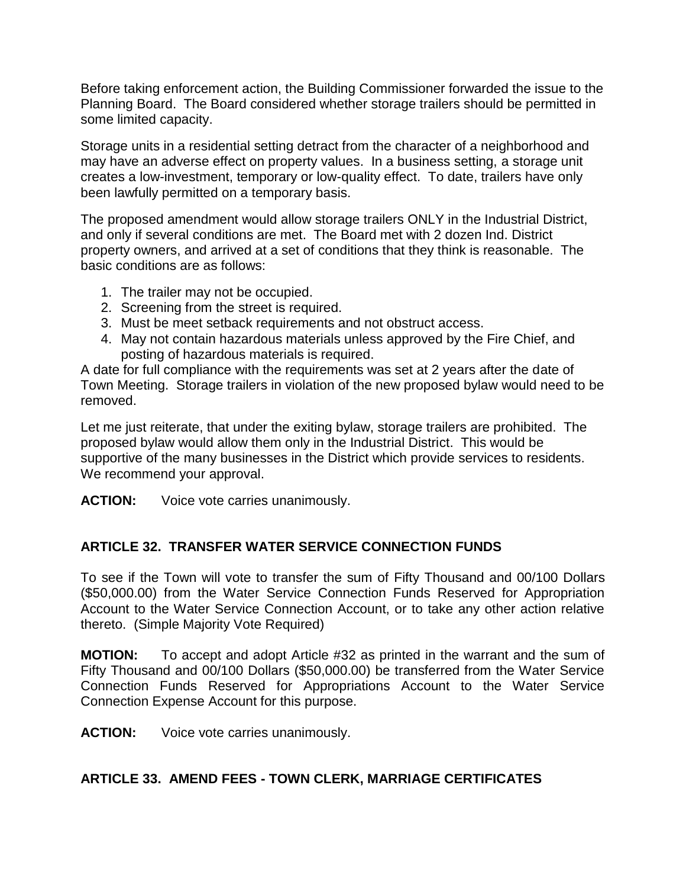Before taking enforcement action, the Building Commissioner forwarded the issue to the Planning Board. The Board considered whether storage trailers should be permitted in some limited capacity.

Storage units in a residential setting detract from the character of a neighborhood and may have an adverse effect on property values. In a business setting, a storage unit creates a low-investment, temporary or low-quality effect. To date, trailers have only been lawfully permitted on a temporary basis.

The proposed amendment would allow storage trailers ONLY in the Industrial District, and only if several conditions are met. The Board met with 2 dozen Ind. District property owners, and arrived at a set of conditions that they think is reasonable. The basic conditions are as follows:

1. The trailer may not be occupied.
2. Screening from the street is required.
3. Must be meet setback requirements and not obstruct access.
4. May not contain hazardous materials unless approved by the Fire Chief, and posting of hazardous materials is required.

A date for full compliance with the requirements was set at 2 years after the date of Town Meeting. Storage trailers in violation of the new proposed bylaw would need to be removed.

Let me just reiterate, that under the exiting bylaw, storage trailers are prohibited. The proposed bylaw would allow them only in the Industrial District. This would be supportive of the many businesses in the District which provide services to residents. We recommend your approval.

**ACTION:** Voice vote carries unanimously.

## ARTICLE 32. TRANSFER WATER SERVICE CONNECTION FUNDS

To see if the Town will vote to transfer the sum of Fifty Thousand and 00/100 Dollars ($50,000.00) from the Water Service Connection Funds Reserved for Appropriation Account to the Water Service Connection Account, or to take any other action relative thereto. (Simple Majority Vote Required)

**MOTION:** To accept and adopt Article #32 as printed in the warrant and the sum of Fifty Thousand and 00/100 Dollars ($50,000.00) be transferred from the Water Service Connection Funds Reserved for Appropriations Account to the Water Service Connection Expense Account for this purpose.

**ACTION:** Voice vote carries unanimously.

## ARTICLE 33. AMEND FEES - TOWN CLERK, MARRIAGE CERTIFICATES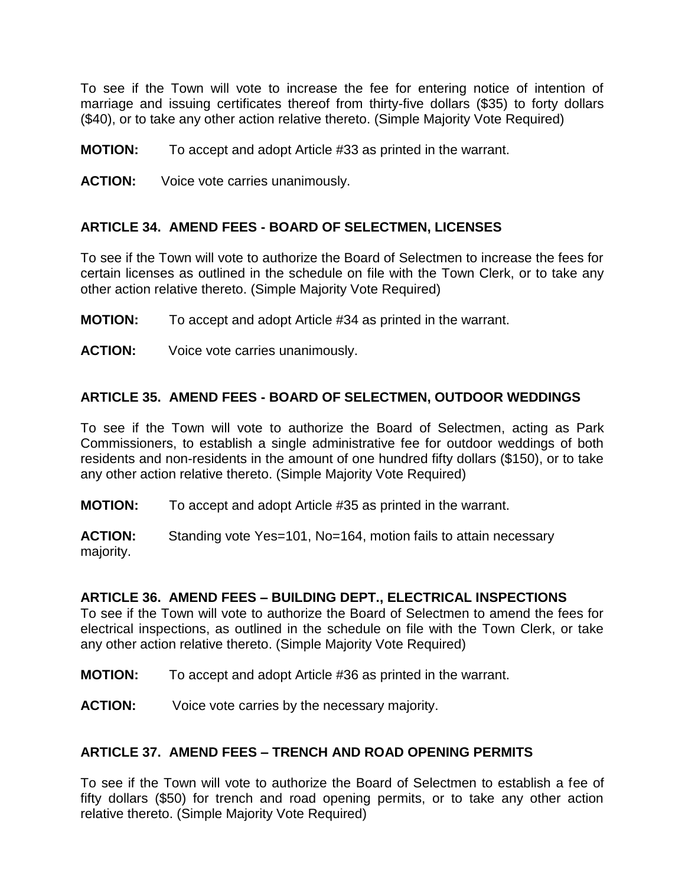To see if the Town will vote to increase the fee for entering notice of intention of marriage and issuing certificates thereof from thirty-five dollars ($35) to forty dollars ($40), or to take any other action relative thereto. (Simple Majority Vote Required)

**MOTION:** To accept and adopt Article #33 as printed in the warrant.

**ACTION:** Voice vote carries unanimously.

### ARTICLE 34. AMEND FEES - BOARD OF SELECTMEN, LICENSES

To see if the Town will vote to authorize the Board of Selectmen to increase the fees for certain licenses as outlined in the schedule on file with the Town Clerk, or to take any other action relative thereto. (Simple Majority Vote Required)

**MOTION:** To accept and adopt Article #34 as printed in the warrant.

**ACTION:** Voice vote carries unanimously.

### ARTICLE 35. AMEND FEES - BOARD OF SELECTMEN, OUTDOOR WEDDINGS

To see if the Town will vote to authorize the Board of Selectmen, acting as Park Commissioners, to establish a single administrative fee for outdoor weddings of both residents and non-residents in the amount of one hundred fifty dollars ($150), or to take any other action relative thereto. (Simple Majority Vote Required)

**MOTION:** To accept and adopt Article #35 as printed in the warrant.

**ACTION:** Standing vote Yes=101, No=164, motion fails to attain necessary majority.

### ARTICLE 36. AMEND FEES – BUILDING DEPT., ELECTRICAL INSPECTIONS

To see if the Town will vote to authorize the Board of Selectmen to amend the fees for electrical inspections, as outlined in the schedule on file with the Town Clerk, or take any other action relative thereto. (Simple Majority Vote Required)

**MOTION:** To accept and adopt Article #36 as printed in the warrant.

**ACTION:** Voice vote carries by the necessary majority.

### ARTICLE 37. AMEND FEES – TRENCH AND ROAD OPENING PERMITS

To see if the Town will vote to authorize the Board of Selectmen to establish a fee of fifty dollars ($50) for trench and road opening permits, or to take any other action relative thereto. (Simple Majority Vote Required)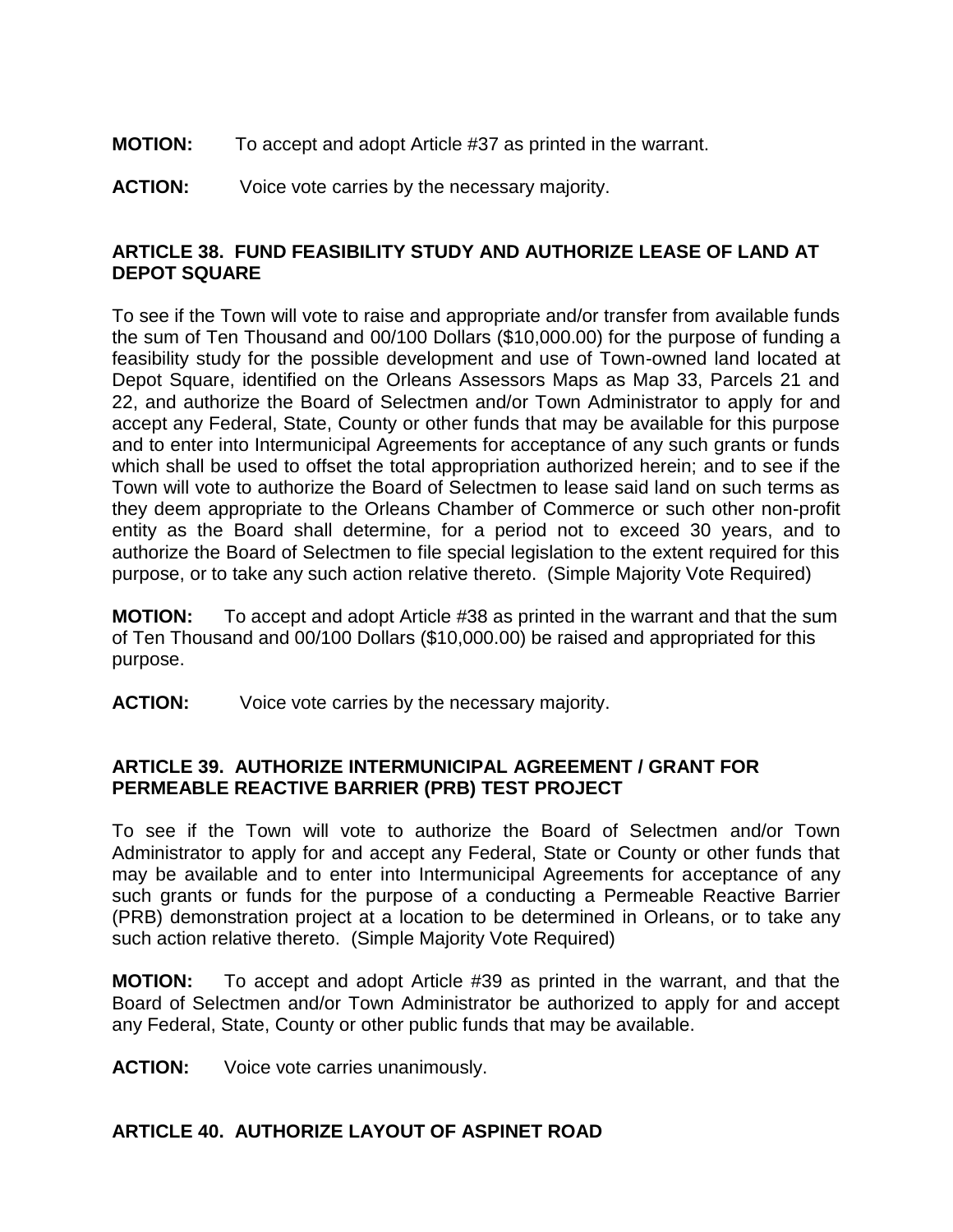**MOTION:** To accept and adopt Article #37 as printed in the warrant.

**ACTION:** Voice vote carries by the necessary majority.

### ARTICLE 38. FUND FEASIBILITY STUDY AND AUTHORIZE LEASE OF LAND AT DEPOT SQUARE

To see if the Town will vote to raise and appropriate and/or transfer from available funds the sum of Ten Thousand and 00/100 Dollars ($10,000.00) for the purpose of funding a feasibility study for the possible development and use of Town-owned land located at Depot Square, identified on the Orleans Assessors Maps as Map 33, Parcels 21 and 22, and authorize the Board of Selectmen and/or Town Administrator to apply for and accept any Federal, State, County or other funds that may be available for this purpose and to enter into Intermunicipal Agreements for acceptance of any such grants or funds which shall be used to offset the total appropriation authorized herein; and to see if the Town will vote to authorize the Board of Selectmen to lease said land on such terms as they deem appropriate to the Orleans Chamber of Commerce or such other non-profit entity as the Board shall determine, for a period not to exceed 30 years, and to authorize the Board of Selectmen to file special legislation to the extent required for this purpose, or to take any such action relative thereto. (Simple Majority Vote Required)

**MOTION:** To accept and adopt Article #38 as printed in the warrant and that the sum of Ten Thousand and 00/100 Dollars ($10,000.00) be raised and appropriated for this purpose.

**ACTION:** Voice vote carries by the necessary majority.

### ARTICLE 39. AUTHORIZE INTERMUNICIPAL AGREEMENT / GRANT FOR PERMEABLE REACTIVE BARRIER (PRB) TEST PROJECT

To see if the Town will vote to authorize the Board of Selectmen and/or Town Administrator to apply for and accept any Federal, State or County or other funds that may be available and to enter into Intermunicipal Agreements for acceptance of any such grants or funds for the purpose of a conducting a Permeable Reactive Barrier (PRB) demonstration project at a location to be determined in Orleans, or to take any such action relative thereto. (Simple Majority Vote Required)

**MOTION:** To accept and adopt Article #39 as printed in the warrant, and that the Board of Selectmen and/or Town Administrator be authorized to apply for and accept any Federal, State, County or other public funds that may be available.

**ACTION:** Voice vote carries unanimously.

### ARTICLE 40. AUTHORIZE LAYOUT OF ASPINET ROAD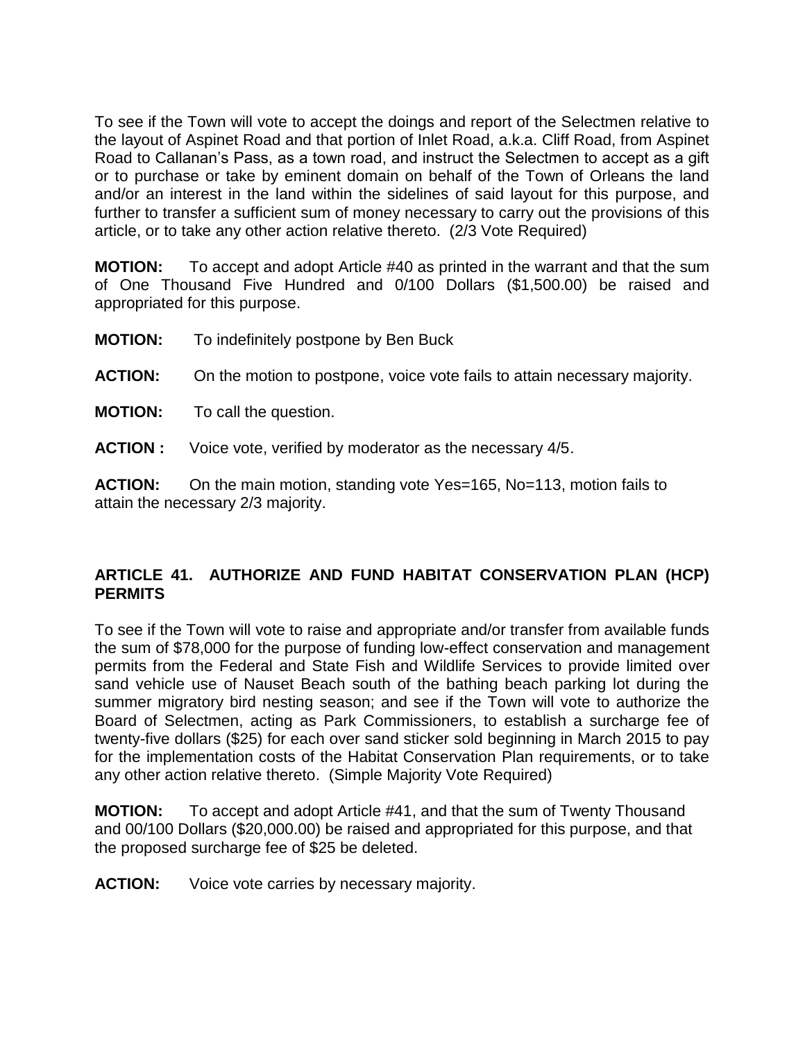To see if the Town will vote to accept the doings and report of the Selectmen relative to the layout of Aspinet Road and that portion of Inlet Road, a.k.a. Cliff Road, from Aspinet Road to Callanan's Pass, as a town road, and instruct the Selectmen to accept as a gift or to purchase or take by eminent domain on behalf of the Town of Orleans the land and/or an interest in the land within the sidelines of said layout for this purpose, and further to transfer a sufficient sum of money necessary to carry out the provisions of this article, or to take any other action relative thereto. (2/3 Vote Required)

**MOTION:** To accept and adopt Article #40 as printed in the warrant and that the sum of One Thousand Five Hundred and 0/100 Dollars ($1,500.00) be raised and appropriated for this purpose.

**MOTION:** To indefinitely postpone by Ben Buck

**ACTION:** On the motion to postpone, voice vote fails to attain necessary majority.

**MOTION:** To call the question.

**ACTION :** Voice vote, verified by moderator as the necessary 4/5.

**ACTION:** On the main motion, standing vote Yes=165, No=113, motion fails to attain the necessary 2/3 majority.

## ARTICLE 41. AUTHORIZE AND FUND HABITAT CONSERVATION PLAN (HCP) PERMITS

To see if the Town will vote to raise and appropriate and/or transfer from available funds the sum of $78,000 for the purpose of funding low-effect conservation and management permits from the Federal and State Fish and Wildlife Services to provide limited over sand vehicle use of Nauset Beach south of the bathing beach parking lot during the summer migratory bird nesting season; and see if the Town will vote to authorize the Board of Selectmen, acting as Park Commissioners, to establish a surcharge fee of twenty-five dollars ($25) for each over sand sticker sold beginning in March 2015 to pay for the implementation costs of the Habitat Conservation Plan requirements, or to take any other action relative thereto. (Simple Majority Vote Required)

**MOTION:** To accept and adopt Article #41, and that the sum of Twenty Thousand and 00/100 Dollars ($20,000.00) be raised and appropriated for this purpose, and that the proposed surcharge fee of $25 be deleted.

**ACTION:** Voice vote carries by necessary majority.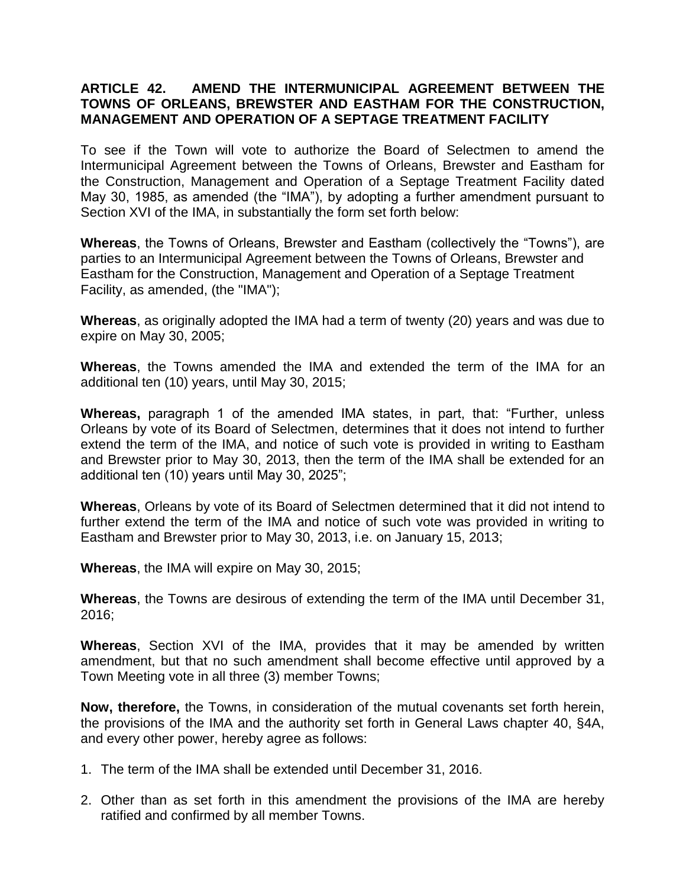**ARTICLE 42. AMEND THE INTERMUNICIPAL AGREEMENT BETWEEN THE TOWNS OF ORLEANS, BREWSTER AND EASTHAM FOR THE CONSTRUCTION, MANAGEMENT AND OPERATION OF A SEPTAGE TREATMENT FACILITY**

To see if the Town will vote to authorize the Board of Selectmen to amend the Intermunicipal Agreement between the Towns of Orleans, Brewster and Eastham for the Construction, Management and Operation of a Septage Treatment Facility dated May 30, 1985, as amended (the "IMA"), by adopting a further amendment pursuant to Section XVI of the IMA, in substantially the form set forth below:

**Whereas**, the Towns of Orleans, Brewster and Eastham (collectively the "Towns"), are parties to an Intermunicipal Agreement between the Towns of Orleans, Brewster and Eastham for the Construction, Management and Operation of a Septage Treatment Facility, as amended, (the "IMA");

**Whereas**, as originally adopted the IMA had a term of twenty (20) years and was due to expire on May 30, 2005;

**Whereas**, the Towns amended the IMA and extended the term of the IMA for an additional ten (10) years, until May 30, 2015;

**Whereas,** paragraph 1 of the amended IMA states, in part, that: "Further, unless Orleans by vote of its Board of Selectmen, determines that it does not intend to further extend the term of the IMA, and notice of such vote is provided in writing to Eastham and Brewster prior to May 30, 2013, then the term of the IMA shall be extended for an additional ten (10) years until May 30, 2025";

**Whereas**, Orleans by vote of its Board of Selectmen determined that it did not intend to further extend the term of the IMA and notice of such vote was provided in writing to Eastham and Brewster prior to May 30, 2013, i.e. on January 15, 2013;

**Whereas**, the IMA will expire on May 30, 2015;

**Whereas**, the Towns are desirous of extending the term of the IMA until December 31, 2016;

**Whereas**, Section XVI of the IMA, provides that it may be amended by written amendment, but that no such amendment shall become effective until approved by a Town Meeting vote in all three (3) member Towns;

**Now, therefore,** the Towns, in consideration of the mutual covenants set forth herein, the provisions of the IMA and the authority set forth in General Laws chapter 40, §4A, and every other power, hereby agree as follows:

1. The term of the IMA shall be extended until December 31, 2016.
2. Other than as set forth in this amendment the provisions of the IMA are hereby ratified and confirmed by all member Towns.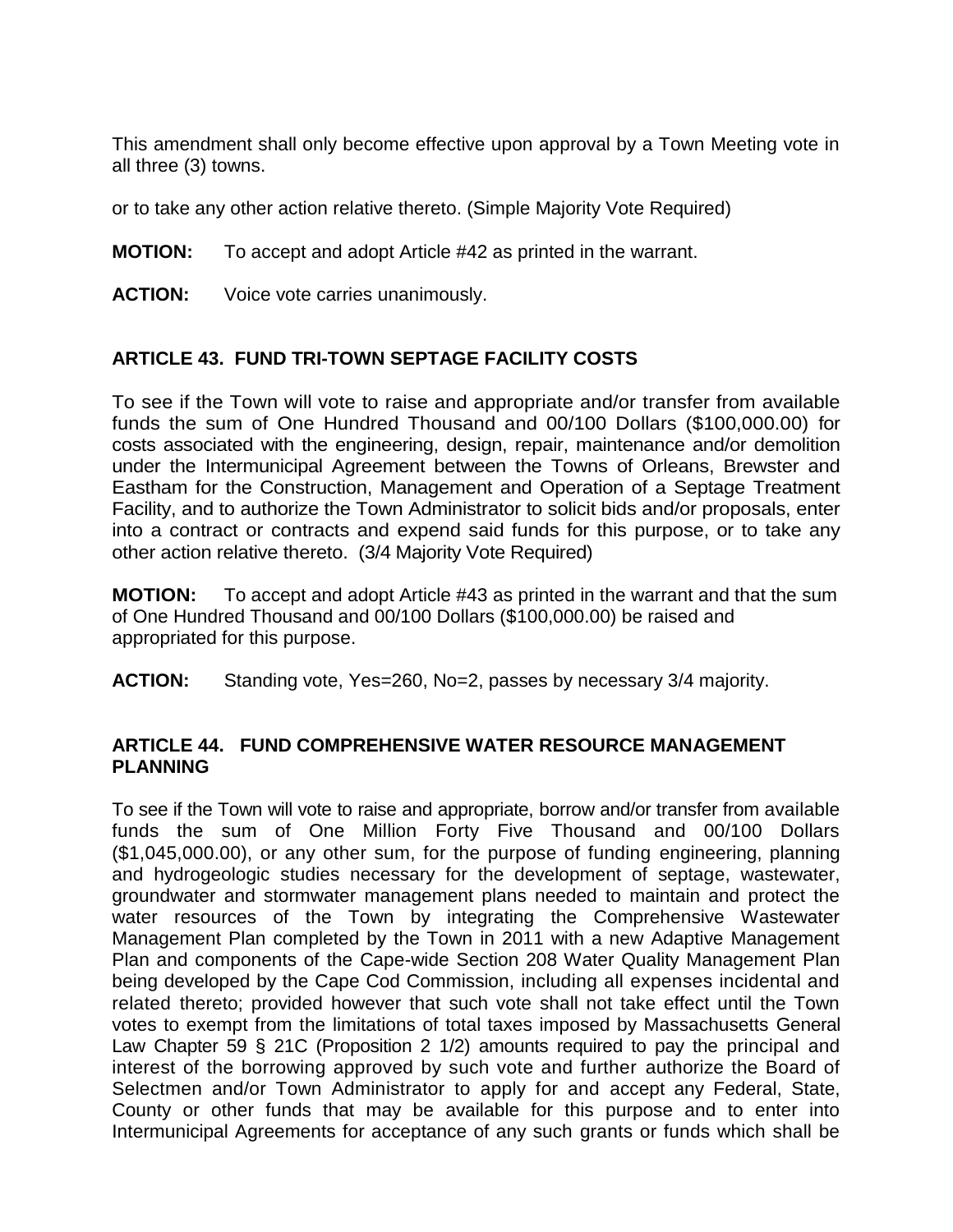This amendment shall only become effective upon approval by a Town Meeting vote in all three (3) towns.

or to take any other action relative thereto. (Simple Majority Vote Required)

**MOTION:** To accept and adopt Article #42 as printed in the warrant.

**ACTION:** Voice vote carries unanimously.

## ARTICLE 43. FUND TRI-TOWN SEPTAGE FACILITY COSTS

To see if the Town will vote to raise and appropriate and/or transfer from available funds the sum of One Hundred Thousand and 00/100 Dollars ($100,000.00) for costs associated with the engineering, design, repair, maintenance and/or demolition under the Intermunicipal Agreement between the Towns of Orleans, Brewster and Eastham for the Construction, Management and Operation of a Septage Treatment Facility, and to authorize the Town Administrator to solicit bids and/or proposals, enter into a contract or contracts and expend said funds for this purpose, or to take any other action relative thereto. (3/4 Majority Vote Required)

**MOTION:** To accept and adopt Article #43 as printed in the warrant and that the sum of One Hundred Thousand and 00/100 Dollars ($100,000.00) be raised and appropriated for this purpose.

**ACTION:** Standing vote, Yes=260, No=2, passes by necessary 3/4 majority.

## ARTICLE 44. FUND COMPREHENSIVE WATER RESOURCE MANAGEMENT PLANNING

To see if the Town will vote to raise and appropriate, borrow and/or transfer from available funds the sum of One Million Forty Five Thousand and 00/100 Dollars ($1,045,000.00), or any other sum, for the purpose of funding engineering, planning and hydrogeologic studies necessary for the development of septage, wastewater, groundwater and stormwater management plans needed to maintain and protect the water resources of the Town by integrating the Comprehensive Wastewater Management Plan completed by the Town in 2011 with a new Adaptive Management Plan and components of the Cape-wide Section 208 Water Quality Management Plan being developed by the Cape Cod Commission, including all expenses incidental and related thereto; provided however that such vote shall not take effect until the Town votes to exempt from the limitations of total taxes imposed by Massachusetts General Law Chapter 59 § 21C (Proposition 2 1/2) amounts required to pay the principal and interest of the borrowing approved by such vote and further authorize the Board of Selectmen and/or Town Administrator to apply for and accept any Federal, State, County or other funds that may be available for this purpose and to enter into Intermunicipal Agreements for acceptance of any such grants or funds which shall be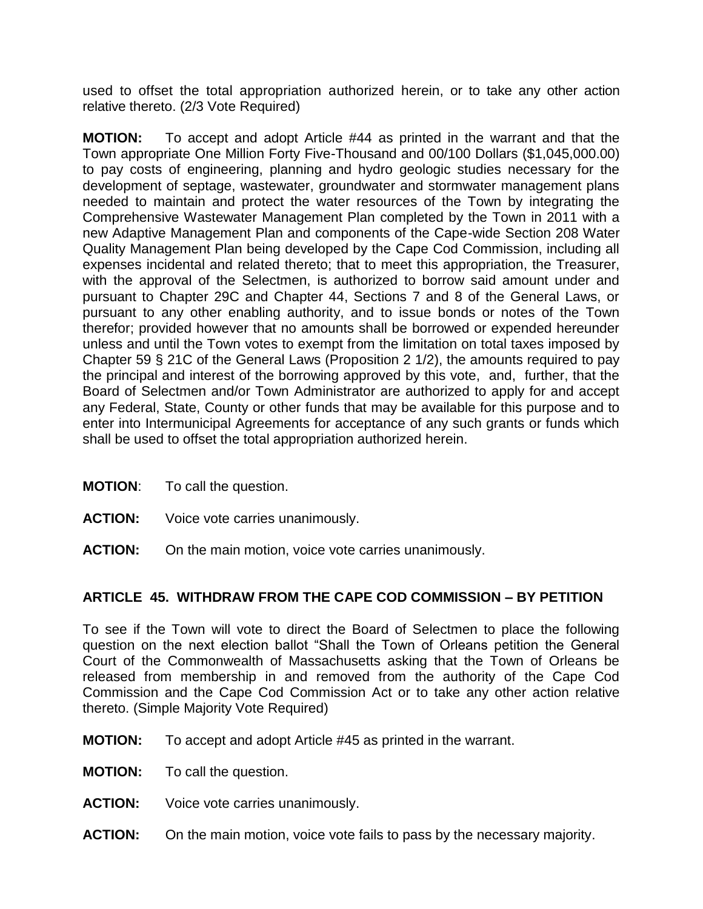used to offset the total appropriation authorized herein, or to take any other action relative thereto. (2/3 Vote Required)

**MOTION:** To accept and adopt Article #44 as printed in the warrant and that the Town appropriate One Million Forty Five-Thousand and 00/100 Dollars ($1,045,000.00) to pay costs of engineering, planning and hydro geologic studies necessary for the development of septage, wastewater, groundwater and stormwater management plans needed to maintain and protect the water resources of the Town by integrating the Comprehensive Wastewater Management Plan completed by the Town in 2011 with a new Adaptive Management Plan and components of the Cape-wide Section 208 Water Quality Management Plan being developed by the Cape Cod Commission, including all expenses incidental and related thereto; that to meet this appropriation, the Treasurer, with the approval of the Selectmen, is authorized to borrow said amount under and pursuant to Chapter 29C and Chapter 44, Sections 7 and 8 of the General Laws, or pursuant to any other enabling authority, and to issue bonds or notes of the Town therefor; provided however that no amounts shall be borrowed or expended hereunder unless and until the Town votes to exempt from the limitation on total taxes imposed by Chapter 59 § 21C of the General Laws (Proposition 2 1/2), the amounts required to pay the principal and interest of the borrowing approved by this vote, and, further, that the Board of Selectmen and/or Town Administrator are authorized to apply for and accept any Federal, State, County or other funds that may be available for this purpose and to enter into Intermunicipal Agreements for acceptance of any such grants or funds which shall be used to offset the total appropriation authorized herein.

**MOTION**: To call the question.

**ACTION:** Voice vote carries unanimously.

**ACTION:** On the main motion, voice vote carries unanimously.

## ARTICLE 45. WITHDRAW FROM THE CAPE COD COMMISSION – BY PETITION

To see if the Town will vote to direct the Board of Selectmen to place the following question on the next election ballot "Shall the Town of Orleans petition the General Court of the Commonwealth of Massachusetts asking that the Town of Orleans be released from membership in and removed from the authority of the Cape Cod Commission and the Cape Cod Commission Act or to take any other action relative thereto. (Simple Majority Vote Required)

**MOTION:** To accept and adopt Article #45 as printed in the warrant.

**MOTION:** To call the question.

**ACTION:** Voice vote carries unanimously.

**ACTION:** On the main motion, voice vote fails to pass by the necessary majority.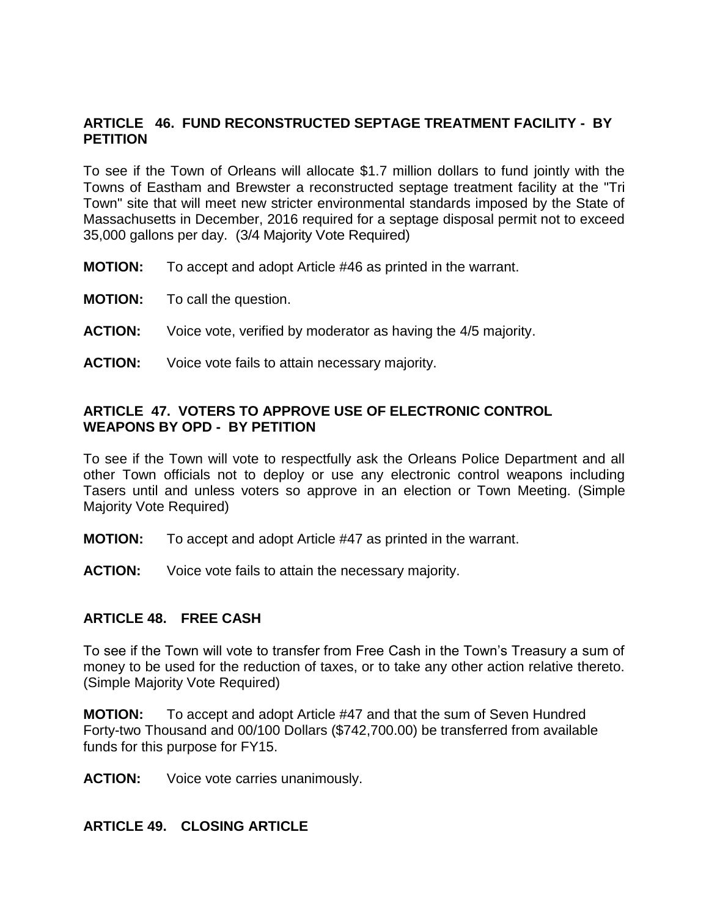### ARTICLE 46. FUND RECONSTRUCTED SEPTAGE TREATMENT FACILITY - BY PETITION

To see if the Town of Orleans will allocate $1.7 million dollars to fund jointly with the Towns of Eastham and Brewster a reconstructed septage treatment facility at the "Tri Town" site that will meet new stricter environmental standards imposed by the State of Massachusetts in December, 2016 required for a septage disposal permit not to exceed 35,000 gallons per day. (3/4 Majority Vote Required)

**MOTION:** To accept and adopt Article #46 as printed in the warrant.

**MOTION:** To call the question.

**ACTION:** Voice vote, verified by moderator as having the 4/5 majority.

**ACTION:** Voice vote fails to attain necessary majority.

### ARTICLE 47. VOTERS TO APPROVE USE OF ELECTRONIC CONTROL WEAPONS BY OPD - BY PETITION

To see if the Town will vote to respectfully ask the Orleans Police Department and all other Town officials not to deploy or use any electronic control weapons including Tasers until and unless voters so approve in an election or Town Meeting. (Simple Majority Vote Required)

**MOTION:** To accept and adopt Article #47 as printed in the warrant.

**ACTION:** Voice vote fails to attain the necessary majority.

### ARTICLE 48. FREE CASH

To see if the Town will vote to transfer from Free Cash in the Town's Treasury a sum of money to be used for the reduction of taxes, or to take any other action relative thereto. (Simple Majority Vote Required)

**MOTION:** To accept and adopt Article #47 and that the sum of Seven Hundred Forty-two Thousand and 00/100 Dollars ($742,700.00) be transferred from available funds for this purpose for FY15.

**ACTION:** Voice vote carries unanimously.

### ARTICLE 49. CLOSING ARTICLE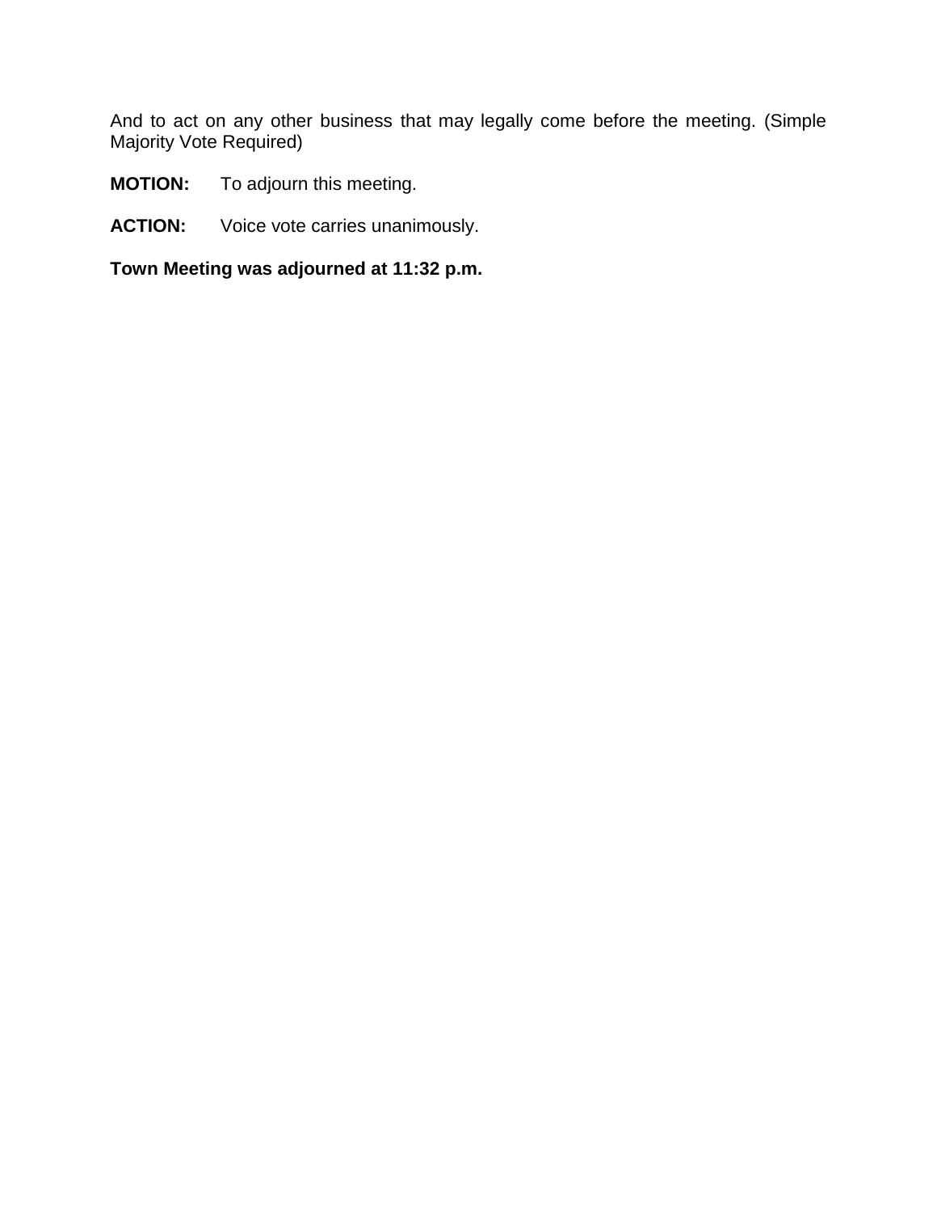And to act on any other business that may legally come before the meeting. (Simple Majority Vote Required)

**MOTION:** To adjourn this meeting.

**ACTION:** Voice vote carries unanimously.

**Town Meeting was adjourned at 11:32 p.m.**